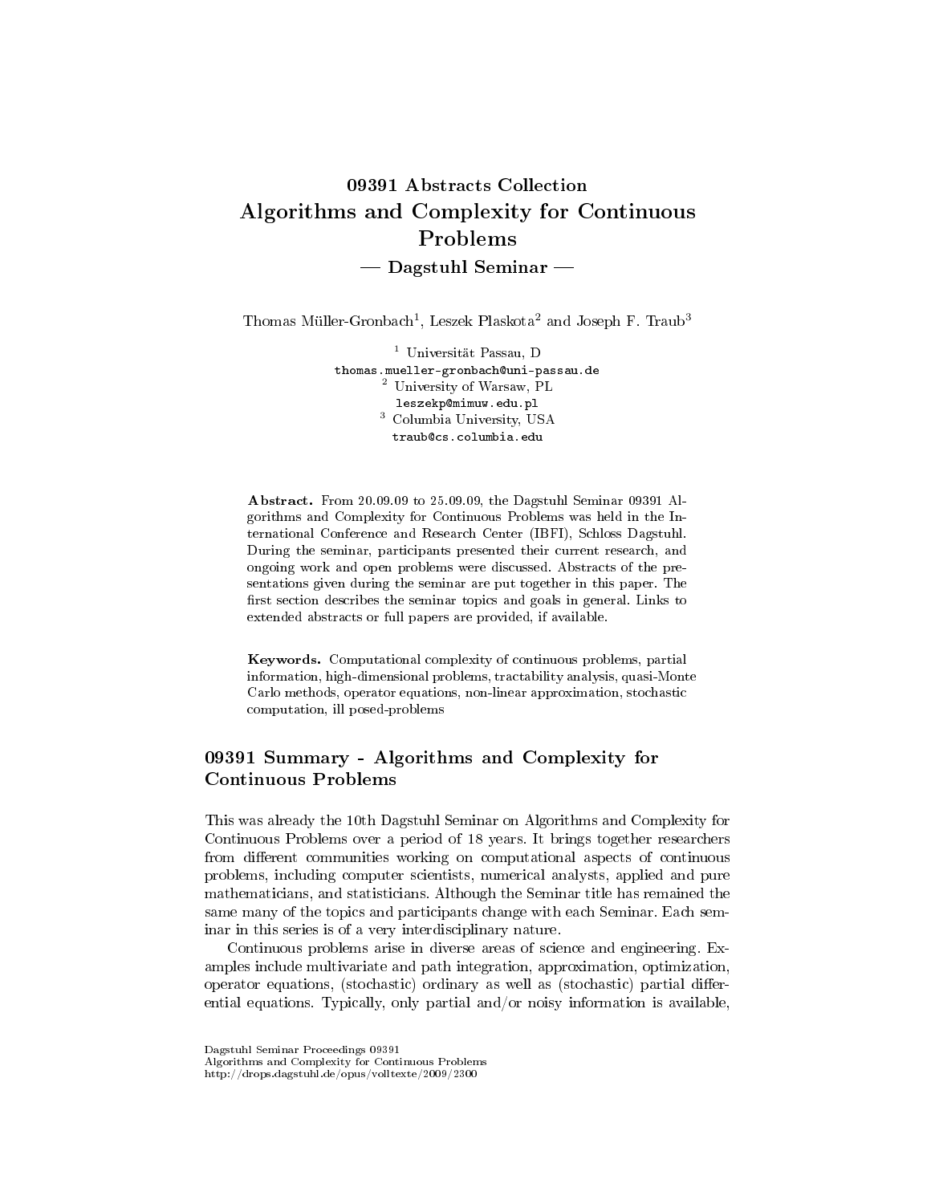# 09391 Abstracts Collection
# Algorithms and Complexity for Continuous Problems
## — Dagstuhl Seminar —

Thomas Müller-Gronbach[1], Leszek Plaskota[2] and Joseph F. Traub[3]

[1] Universität Passau, D
thomas.mueller-gronbach@uni-passau.de
[2] University of Warsaw, PL
leszekp@mimuw.edu.pl
[3] Columbia University, USA
traub@cs.columbia.edu

**Abstract.** From 20.09.09 to 25.09.09, the Dagstuhl Seminar 09391 Algorithms and Complexity for Continuous Problems was held in the International Conference and Research Center (IBFI), Schloss Dagstuhl. During the seminar, participants presented their current research, and ongoing work and open problems were discussed. Abstracts of the presentations given during the seminar are put together in this paper. The first section describes the seminar topics and goals in general. Links to extended abstracts or full papers are provided, if available.

**Keywords.** Computational complexity of continuous problems, partial information, high-dimensional problems, tractability analysis, quasi-Monte Carlo methods, operator equations, non-linear approximation, stochastic computation, ill posed-problems

## 09391 Summary - Algorithms and Complexity for Continuous Problems

This was already the 10th Dagstuhl Seminar on Algorithms and Complexity for Continuous Problems over a period of 18 years. It brings together researchers from different communities working on computational aspects of continuous problems, including computer scientists, numerical analysts, applied and pure mathematicians, and statisticians. Although the Seminar title has remained the same many of the topics and participants change with each Seminar. Each seminar in this series is of a very interdisciplinary nature.

Continuous problems arise in diverse areas of science and engineering. Examples include multivariate and path integration, approximation, optimization, operator equations, (stochastic) ordinary as well as (stochastic) partial differential equations. Typically, only partial and/or noisy information is available,

Dagstuhl Seminar Proceedings 09391
Algorithms and Complexity for Continuous Problems
http://drops.dagstuhl.de/opus/volltexte/2009/2300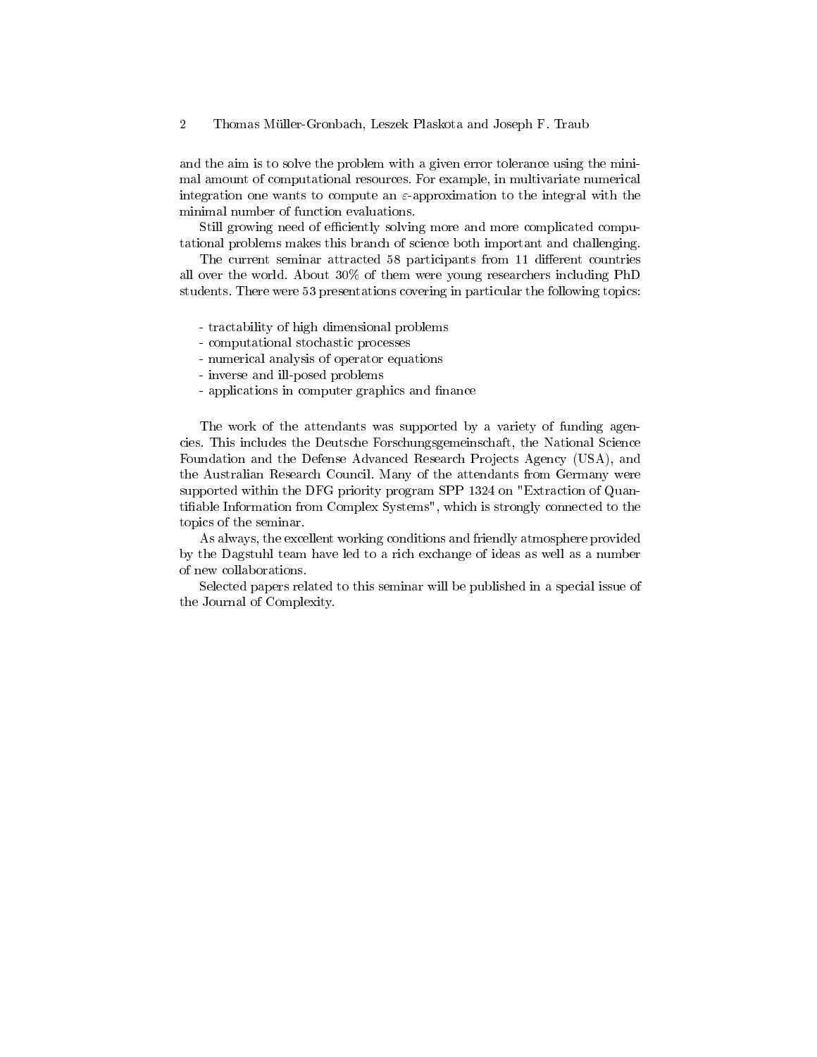and the aim is to solve the problem with a given error tolerance using the minimal amount of computational resources. For example, in multivariate numerical integration one wants to compute an $\varepsilon$-approximation to the integral with the minimal number of function evaluations.

Still growing need of efficiently solving more and more complicated computational problems makes this branch of science both important and challenging.

The current seminar attracted 58 participants from 11 different countries all over the world. About 30% of them were young researchers including PhD students. There were 53 presentations covering in particular the following topics:

- tractability of high dimensional problems
- computational stochastic processes
- numerical analysis of operator equations
- inverse and ill-posed problems
- applications in computer graphics and finance

The work of the attendants was supported by a variety of funding agencies. This includes the Deutsche Forschungsgemeinschaft, the National Science Foundation and the Defense Advanced Research Projects Agency (USA), and the Australian Research Council. Many of the attendants from Germany were supported within the DFG priority program SPP 1324 on "Extraction of Quantifiable Information from Complex Systems", which is strongly connected to the topics of the seminar.

As always, the excellent working conditions and friendly atmosphere provided by the Dagstuhl team have led to a rich exchange of ideas as well as a number of new collaborations.

Selected papers related to this seminar will be published in a special issue of the Journal of Complexity.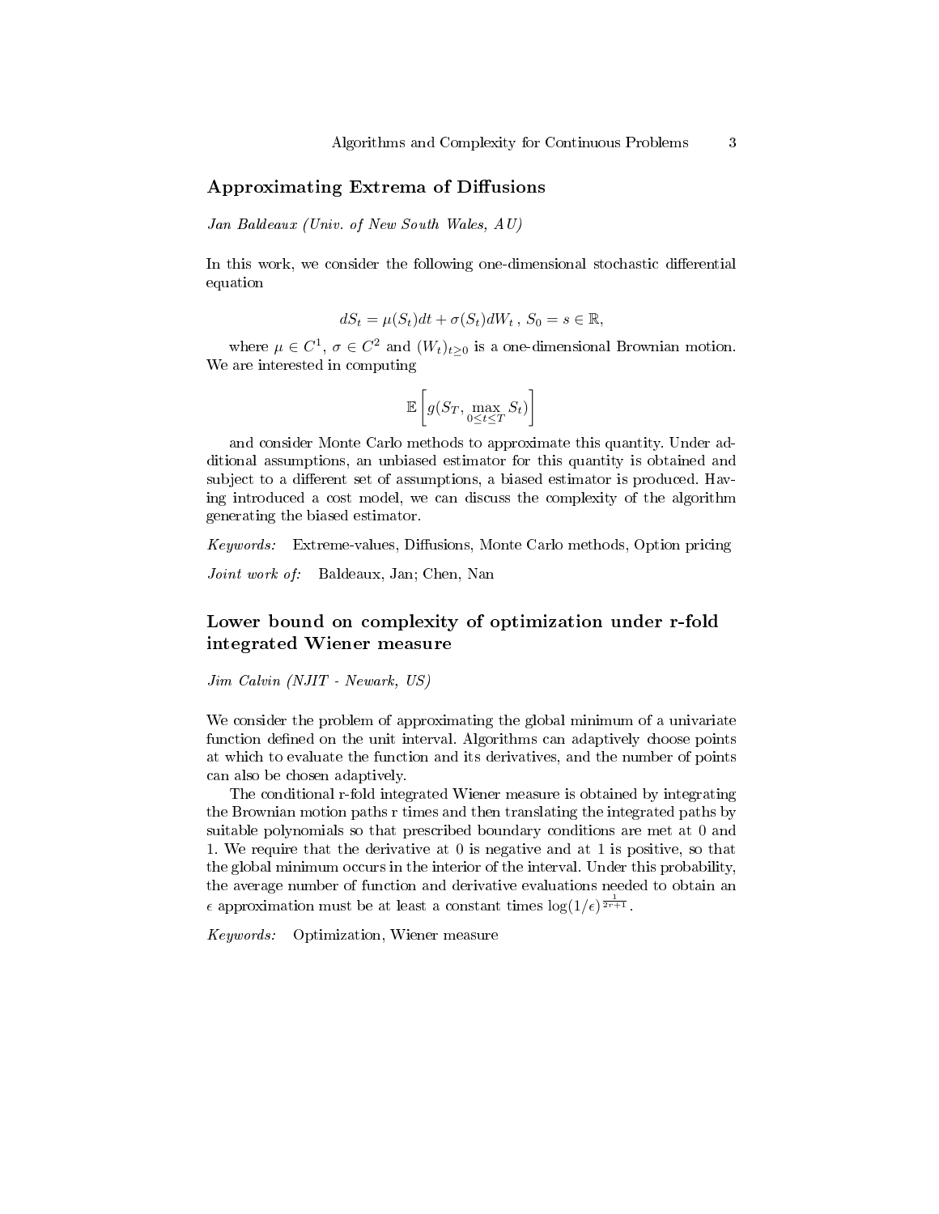## Approximating Extrema of Diffusions

*Jan Baldeaux (Univ. of New South Wales, AU)*

In this work, we consider the following one-dimensional stochastic differential equation

$$dS_t = \mu(S_t)dt + \sigma(S_t)dW_t \,,\; S_0 = s \in \mathbb{R},$$

where $\mu \in C^1$, $\sigma \in C^2$ and $(W_t)_{t\geq 0}$ is a one-dimensional Brownian motion. We are interested in computing

$$\mathbb{E}\left[g(S_T, \max_{0\leq t\leq T} S_t)\right]$$

and consider Monte Carlo methods to approximate this quantity. Under additional assumptions, an unbiased estimator for this quantity is obtained and subject to a different set of assumptions, a biased estimator is produced. Having introduced a cost model, we can discuss the complexity of the algorithm generating the biased estimator.

*Keywords:* Extreme-values, Diffusions, Monte Carlo methods, Option pricing

*Joint work of:* Baldeaux, Jan; Chen, Nan

## Lower bound on complexity of optimization under r-fold integrated Wiener measure

*Jim Calvin (NJIT - Newark, US)*

We consider the problem of approximating the global minimum of a univariate function defined on the unit interval. Algorithms can adaptively choose points at which to evaluate the function and its derivatives, and the number of points can also be chosen adaptively.

The conditional r-fold integrated Wiener measure is obtained by integrating the Brownian motion paths r times and then translating the integrated paths by suitable polynomials so that prescribed boundary conditions are met at 0 and 1. We require that the derivative at 0 is negative and at 1 is positive, so that the global minimum occurs in the interior of the interval. Under this probability, the average number of function and derivative evaluations needed to obtain an $\epsilon$ approximation must be at least a constant times $\log(1/\epsilon)^{\frac{1}{2r+1}}$.

*Keywords:* Optimization, Wiener measure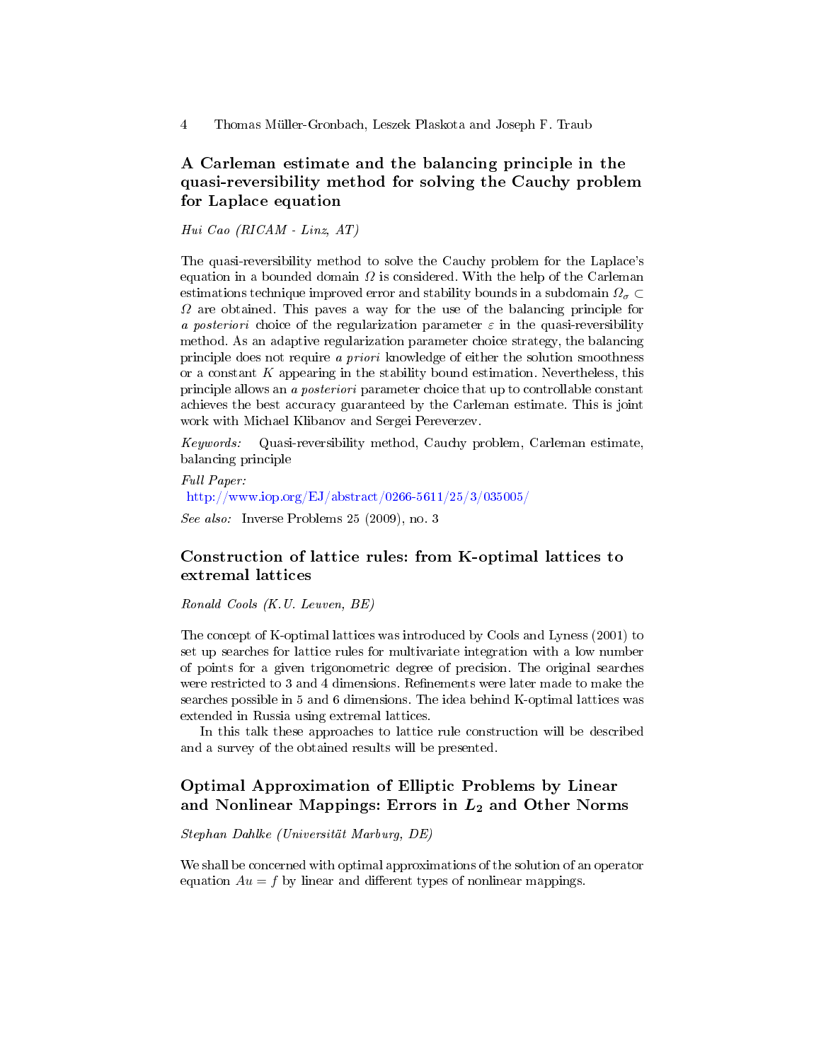## A Carleman estimate and the balancing principle in the quasi-reversibility method for solving the Cauchy problem for Laplace equation

*Hui Cao (RICAM - Linz, AT)*

The quasi-reversibility method to solve the Cauchy problem for the Laplace's equation in a bounded domain $\Omega$ is considered. With the help of the Carleman estimations technique improved error and stability bounds in a subdomain $\Omega_\sigma \subset \Omega$ are obtained. This paves a way for the use of the balancing principle for *a posteriori* choice of the regularization parameter $\varepsilon$ in the quasi-reversibility method. As an adaptive regularization parameter choice strategy, the balancing principle does not require *a priori* knowledge of either the solution smoothness or a constant $K$ appearing in the stability bound estimation. Nevertheless, this principle allows an *a posteriori* parameter choice that up to controllable constant achieves the best accuracy guaranteed by the Carleman estimate. This is joint work with Michael Klibanov and Sergei Pereverzev.

*Keywords:* Quasi-reversibility method, Cauchy problem, Carleman estimate, balancing principle

*Full Paper:*
http://www.iop.org/EJ/abstract/0266-5611/25/3/035005/

*See also:* Inverse Problems 25 (2009), no. 3

## Construction of lattice rules: from K-optimal lattices to extremal lattices

*Ronald Cools (K.U. Leuven, BE)*

The concept of K-optimal lattices was introduced by Cools and Lyness (2001) to set up searches for lattice rules for multivariate integration with a low number of points for a given trigonometric degree of precision. The original searches were restricted to 3 and 4 dimensions. Refinements were later made to make the searches possible in 5 and 6 dimensions. The idea behind K-optimal lattices was extended in Russia using extremal lattices.

In this talk these approaches to lattice rule construction will be described and a survey of the obtained results will be presented.

## Optimal Approximation of Elliptic Problems by Linear and Nonlinear Mappings: Errors in $L_2$ and Other Norms

*Stephan Dahlke (Universität Marburg, DE)*

We shall be concerned with optimal approximations of the solution of an operator equation $Au = f$ by linear and different types of nonlinear mappings.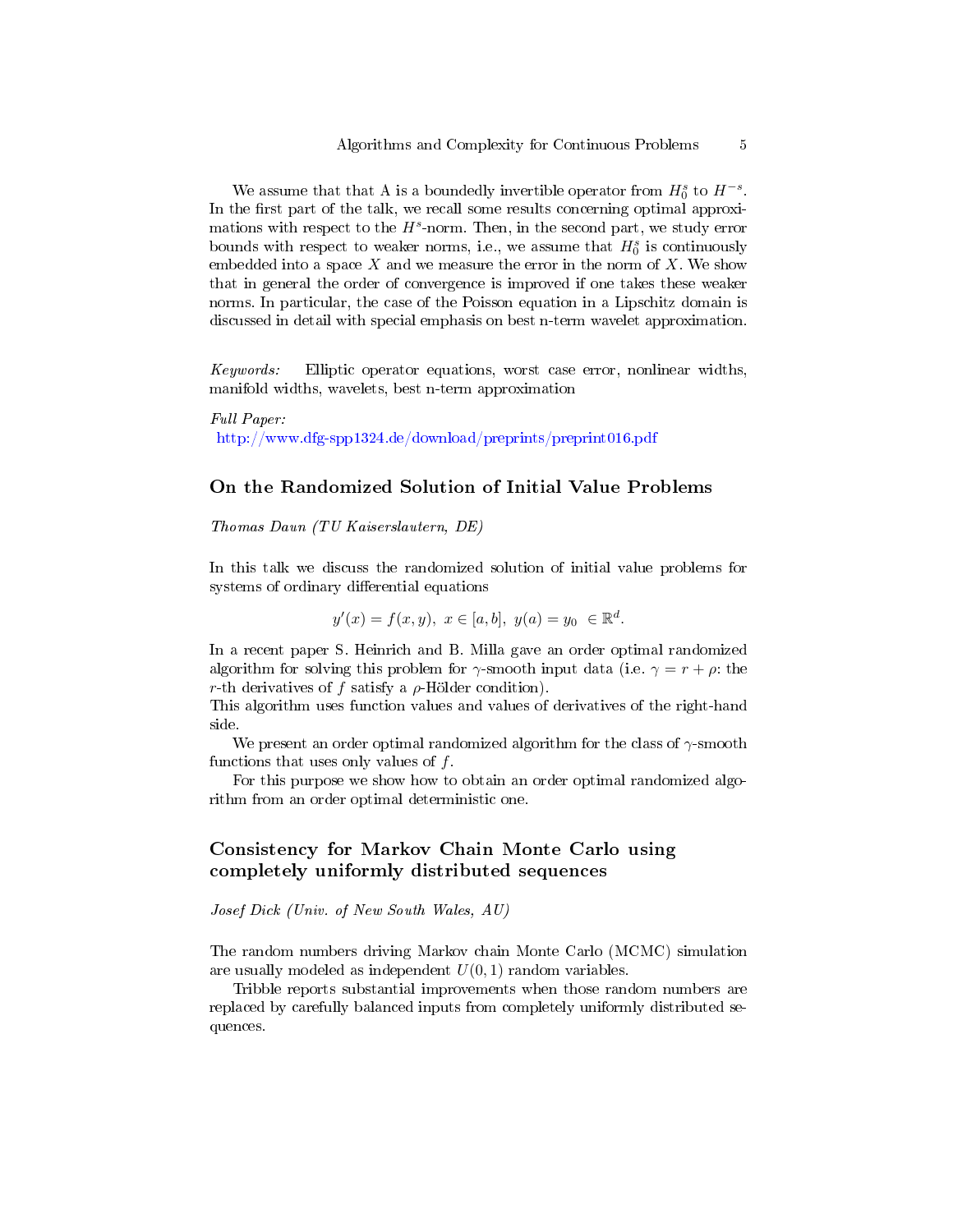We assume that that A is a boundedly invertible operator from $H_0^s$ to $H^{-s}$. In the first part of the talk, we recall some results concerning optimal approximations with respect to the $H^s$-norm. Then, in the second part, we study error bounds with respect to weaker norms, i.e., we assume that $H_0^s$ is continuously embedded into a space $X$ and we measure the error in the norm of $X$. We show that in general the order of convergence is improved if one takes these weaker norms. In particular, the case of the Poisson equation in a Lipschitz domain is discussed in detail with special emphasis on best n-term wavelet approximation.

*Keywords:* Elliptic operator equations, worst case error, nonlinear widths, manifold widths, wavelets, best n-term approximation

*Full Paper:*
http://www.dfg-spp1324.de/download/preprints/preprint016.pdf

## On the Randomized Solution of Initial Value Problems

*Thomas Daun (TU Kaiserslautern, DE)*

In this talk we discuss the randomized solution of initial value problems for systems of ordinary differential equations

$$y'(x) = f(x, y),\ x \in [a, b],\ y(a) = y_0\ \in \mathbb{R}^d.$$

In a recent paper S. Heinrich and B. Milla gave an order optimal randomized algorithm for solving this problem for $\gamma$-smooth input data (i.e. $\gamma = r + \rho$: the $r$-th derivatives of $f$ satisfy a $\rho$-Hölder condition).
This algorithm uses function values and values of derivatives of the right-hand side.

We present an order optimal randomized algorithm for the class of $\gamma$-smooth functions that uses only values of $f$.

For this purpose we show how to obtain an order optimal randomized algorithm from an order optimal deterministic one.

## Consistency for Markov Chain Monte Carlo using completely uniformly distributed sequences

*Josef Dick (Univ. of New South Wales, AU)*

The random numbers driving Markov chain Monte Carlo (MCMC) simulation are usually modeled as independent $U(0, 1)$ random variables.

Tribble reports substantial improvements when those random numbers are replaced by carefully balanced inputs from completely uniformly distributed sequences.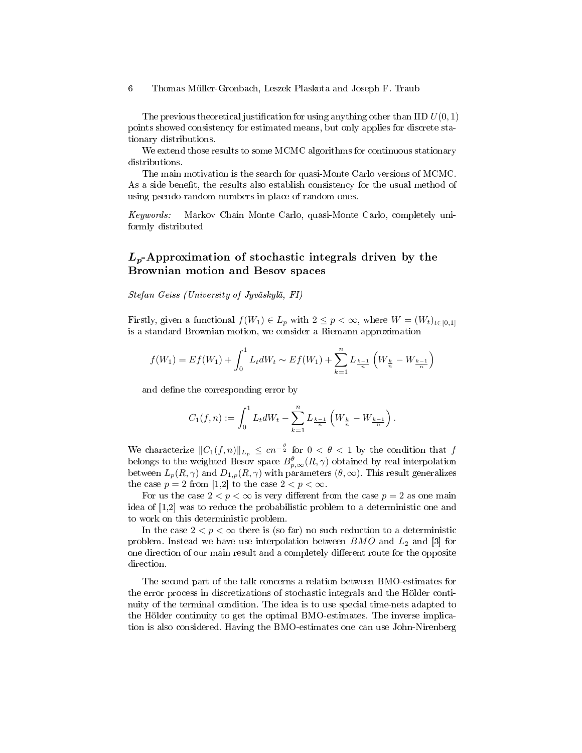The previous theoretical justification for using anything other than IID $U(0,1)$ points showed consistency for estimated means, but only applies for discrete stationary distributions.

We extend those results to some MCMC algorithms for continuous stationary distributions.

The main motivation is the search for quasi-Monte Carlo versions of MCMC. As a side benefit, the results also establish consistency for the usual method of using pseudo-random numbers in place of random ones.

*Keywords:* Markov Chain Monte Carlo, quasi-Monte Carlo, completely uniformly distributed

## $L_p$-Approximation of stochastic integrals driven by the Brownian motion and Besov spaces

*Stefan Geiss (University of Jyväskylä, FI)*

Firstly, given a functional $f(W_1) \in L_p$ with $2 \leq p < \infty$, where $W = (W_t)_{t \in [0,1]}$ is a standard Brownian motion, we consider a Riemann approximation

$$f(W_1) = Ef(W_1) + \int_0^1 L_t dW_t \sim Ef(W_1) + \sum_{k=1}^{n} L_{\frac{k-1}{n}} \left( W_{\frac{k}{n}} - W_{\frac{k-1}{n}} \right)$$

and define the corresponding error by

$$C_1(f,n) := \int_0^1 L_t dW_t - \sum_{k=1}^{n} L_{\frac{k-1}{n}} \left( W_{\frac{k}{n}} - W_{\frac{k-1}{n}} \right).$$

We characterize $\|C_1(f,n)\|_{L_p} \leq cn^{-\frac{\theta}{2}}$ for $0 < \theta < 1$ by the condition that $f$ belongs to the weighted Besov space $B^{\theta}_{p,\infty}(R,\gamma)$ obtained by real interpolation between $L_p(R,\gamma)$ and $D_{1,p}(R,\gamma)$ with parameters $(\theta,\infty)$. This result generalizes the case $p=2$ from [1,2] to the case $2 < p < \infty$.

For us the case $2 < p < \infty$ is very different from the case $p = 2$ as one main idea of [1,2] was to reduce the probabilistic problem to a deterministic one and to work on this deterministic problem.

In the case $2 < p < \infty$ there is (so far) no such reduction to a deterministic problem. Instead we have use interpolation between $BMO$ and $L_2$ and [3] for one direction of our main result and a completely different route for the opposite direction.

The second part of the talk concerns a relation between BMO-estimates for the error process in discretizations of stochastic integrals and the Hölder continuity of the terminal condition. The idea is to use special time-nets adapted to the Hölder continuity to get the optimal BMO-estimates. The inverse implication is also considered. Having the BMO-estimates one can use John-Nirenberg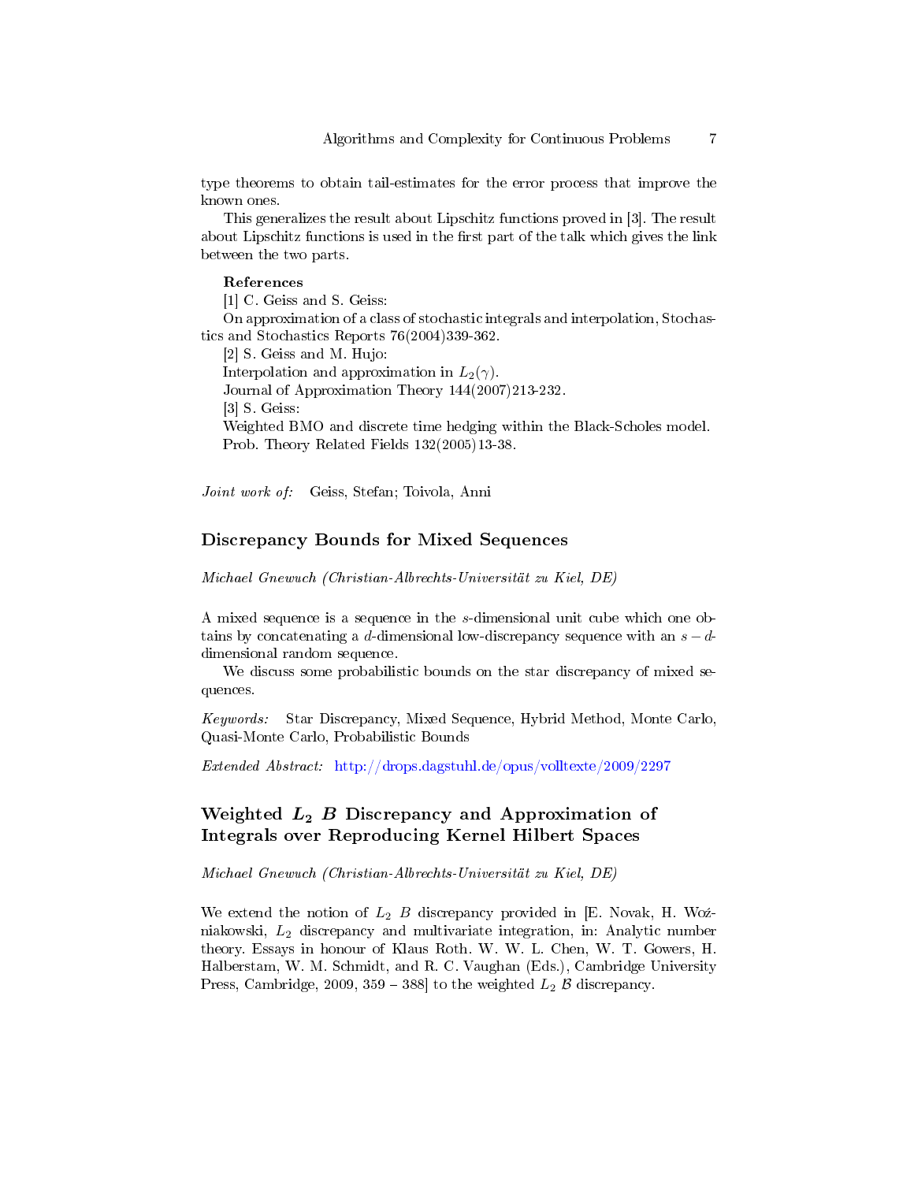type theorems to obtain tail-estimates for the error process that improve the known ones.

This generalizes the result about Lipschitz functions proved in [3]. The result about Lipschitz functions is used in the first part of the talk which gives the link between the two parts.

**References**

[1] C. Geiss and S. Geiss:
On approximation of a class of stochastic integrals and interpolation, Stochastics and Stochastics Reports 76(2004)339-362.

[2] S. Geiss and M. Hujo:
Interpolation and approximation in $L_2(\gamma)$.
Journal of Approximation Theory 144(2007)213-232.

[3] S. Geiss:
Weighted BMO and discrete time hedging within the Black-Scholes model.
Prob. Theory Related Fields 132(2005)13-38.

*Joint work of:* Geiss, Stefan; Toivola, Anni

## Discrepancy Bounds for Mixed Sequences

*Michael Gnewuch (Christian-Albrechts-Universität zu Kiel, DE)*

A mixed sequence is a sequence in the $s$-dimensional unit cube which one obtains by concatenating a $d$-dimensional low-discrepancy sequence with an $s-d$-dimensional random sequence.

We discuss some probabilistic bounds on the star discrepancy of mixed sequences.

*Keywords:* Star Discrepancy, Mixed Sequence, Hybrid Method, Monte Carlo, Quasi-Monte Carlo, Probabilistic Bounds

*Extended Abstract:* http://drops.dagstuhl.de/opus/volltexte/2009/2297

## Weighted $L_2$ $B$ Discrepancy and Approximation of Integrals over Reproducing Kernel Hilbert Spaces

*Michael Gnewuch (Christian-Albrechts-Universität zu Kiel, DE)*

We extend the notion of $L_2$ $B$ discrepancy provided in [E. Novak, H. Woźniakowski, $L_2$ discrepancy and multivariate integration, in: Analytic number theory. Essays in honour of Klaus Roth. W. W. L. Chen, W. T. Gowers, H. Halberstam, W. M. Schmidt, and R. C. Vaughan (Eds.), Cambridge University Press, Cambridge, 2009, 359 – 388] to the weighted $L_2$ $\mathcal{B}$ discrepancy.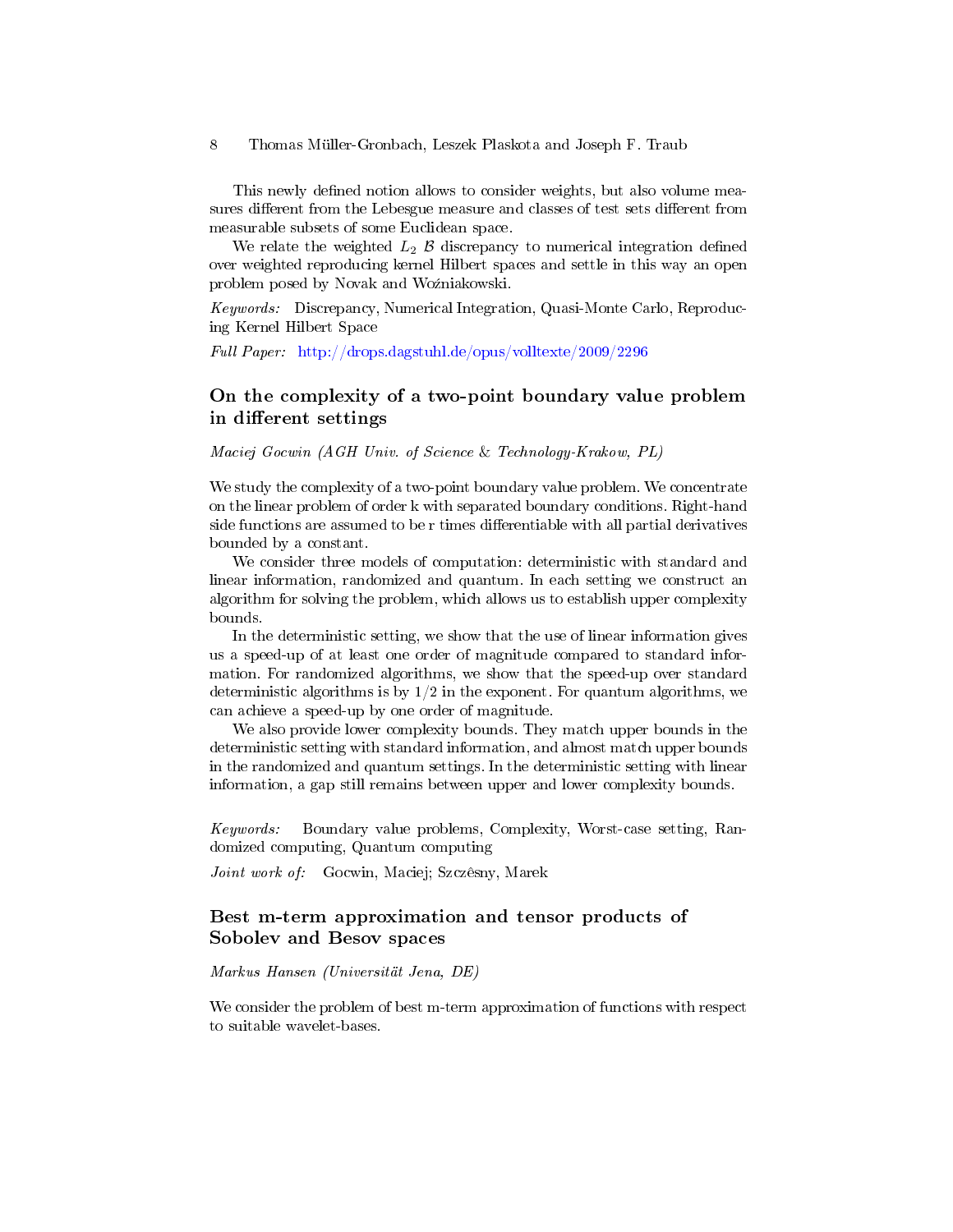This newly defined notion allows to consider weights, but also volume measures different from the Lebesgue measure and classes of test sets different from measurable subsets of some Euclidean space.

We relate the weighted $L_2$ $\mathcal{B}$ discrepancy to numerical integration defined over weighted reproducing kernel Hilbert spaces and settle in this way an open problem posed by Novak and Woźniakowski.

*Keywords:* Discrepancy, Numerical Integration, Quasi-Monte Carlo, Reproducing Kernel Hilbert Space

*Full Paper:* http://drops.dagstuhl.de/opus/volltexte/2009/2296

## On the complexity of a two-point boundary value problem in different settings

*Maciej Gocwin (AGH Univ. of Science & Technology-Krakow, PL)*

We study the complexity of a two-point boundary value problem. We concentrate on the linear problem of order k with separated boundary conditions. Right-hand side functions are assumed to be r times differentiable with all partial derivatives bounded by a constant.

We consider three models of computation: deterministic with standard and linear information, randomized and quantum. In each setting we construct an algorithm for solving the problem, which allows us to establish upper complexity bounds.

In the deterministic setting, we show that the use of linear information gives us a speed-up of at least one order of magnitude compared to standard information. For randomized algorithms, we show that the speed-up over standard deterministic algorithms is by $1/2$ in the exponent. For quantum algorithms, we can achieve a speed-up by one order of magnitude.

We also provide lower complexity bounds. They match upper bounds in the deterministic setting with standard information, and almost match upper bounds in the randomized and quantum settings. In the deterministic setting with linear information, a gap still remains between upper and lower complexity bounds.

*Keywords:* Boundary value problems, Complexity, Worst-case setting, Randomized computing, Quantum computing

*Joint work of:* Gocwin, Maciej; Szczêsny, Marek

## Best m-term approximation and tensor products of Sobolev and Besov spaces

*Markus Hansen (Universität Jena, DE)*

We consider the problem of best m-term approximation of functions with respect to suitable wavelet-bases.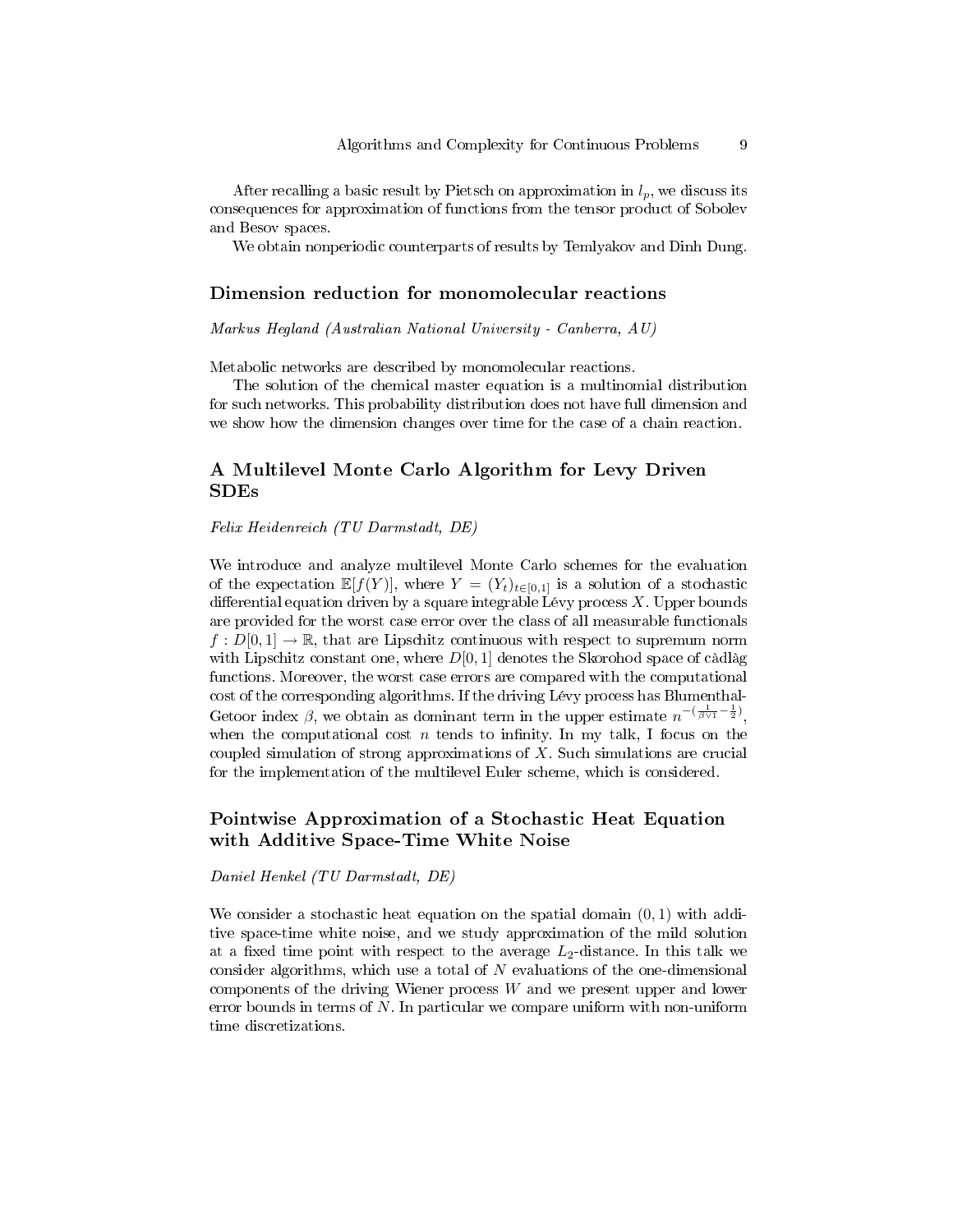After recalling a basic result by Pietsch on approximation in $l_p$, we discuss its consequences for approximation of functions from the tensor product of Sobolev and Besov spaces.

We obtain nonperiodic counterparts of results by Temlyakov and Dinh Dung.

## Dimension reduction for monomolecular reactions

*Markus Hegland (Australian National University - Canberra, AU)*

Metabolic networks are described by monomolecular reactions.

The solution of the chemical master equation is a multinomial distribution for such networks. This probability distribution does not have full dimension and we show how the dimension changes over time for the case of a chain reaction.

## A Multilevel Monte Carlo Algorithm for Levy Driven SDEs

*Felix Heidenreich (TU Darmstadt, DE)*

We introduce and analyze multilevel Monte Carlo schemes for the evaluation of the expectation $\mathbb{E}[f(Y)]$, where $Y = (Y_t)_{t\in[0,1]}$ is a solution of a stochastic differential equation driven by a square integrable Lévy process $X$. Upper bounds are provided for the worst case error over the class of all measurable functionals $f : D[0,1] \to \mathbb{R}$, that are Lipschitz continuous with respect to supremum norm with Lipschitz constant one, where $D[0,1]$ denotes the Skorohod space of càdlàg functions. Moreover, the worst case errors are compared with the computational cost of the corresponding algorithms. If the driving Lévy process has Blumenthal-Getoor index $\beta$, we obtain as dominant term in the upper estimate $n^{-(\frac{1}{\beta \vee 1}-\frac{1}{2})}$, when the computational cost $n$ tends to infinity. In my talk, I focus on the coupled simulation of strong approximations of $X$. Such simulations are crucial for the implementation of the multilevel Euler scheme, which is considered.

## Pointwise Approximation of a Stochastic Heat Equation with Additive Space-Time White Noise

*Daniel Henkel (TU Darmstadt, DE)*

We consider a stochastic heat equation on the spatial domain $(0,1)$ with additive space-time white noise, and we study approximation of the mild solution at a fixed time point with respect to the average $L_2$-distance. In this talk we consider algorithms, which use a total of $N$ evaluations of the one-dimensional components of the driving Wiener process $W$ and we present upper and lower error bounds in terms of $N$. In particular we compare uniform with non-uniform time discretizations.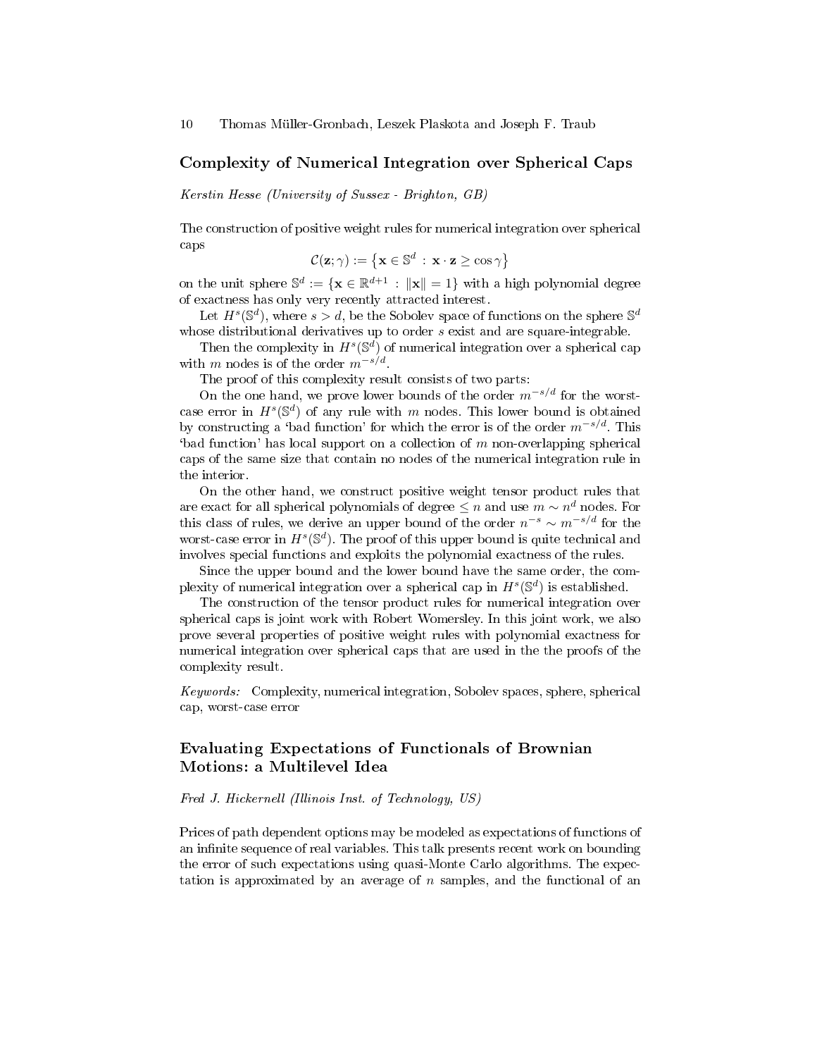## Complexity of Numerical Integration over Spherical Caps

*Kerstin Hesse (University of Sussex - Brighton, GB)*

The construction of positive weight rules for numerical integration over spherical caps

$$\mathcal{C}(\mathbf{z};\gamma) := \left\{\mathbf{x} \in \mathbb{S}^d \,:\, \mathbf{x}\cdot\mathbf{z} \geq \cos\gamma\right\}$$

on the unit sphere $\mathbb{S}^d := \{\mathbf{x} \in \mathbb{R}^{d+1} \,:\, \|\mathbf{x}\| = 1\}$ with a high polynomial degree of exactness has only very recently attracted interest.

Let $H^s(\mathbb{S}^d)$, where $s > d$, be the Sobolev space of functions on the sphere $\mathbb{S}^d$ whose distributional derivatives up to order $s$ exist and are square-integrable.

Then the complexity in $H^s(\mathbb{S}^d)$ of numerical integration over a spherical cap with $m$ nodes is of the order $m^{-s/d}$.

The proof of this complexity result consists of two parts:

On the one hand, we prove lower bounds of the order $m^{-s/d}$ for the worst-case error in $H^s(\mathbb{S}^d)$ of any rule with $m$ nodes. This lower bound is obtained by constructing a 'bad function' for which the error is of the order $m^{-s/d}$. This 'bad function' has local support on a collection of $m$ non-overlapping spherical caps of the same size that contain no nodes of the numerical integration rule in the interior.

On the other hand, we construct positive weight tensor product rules that are exact for all spherical polynomials of degree $\leq n$ and use $m \sim n^d$ nodes. For this class of rules, we derive an upper bound of the order $n^{-s} \sim m^{-s/d}$ for the worst-case error in $H^s(\mathbb{S}^d)$. The proof of this upper bound is quite technical and involves special functions and exploits the polynomial exactness of the rules.

Since the upper bound and the lower bound have the same order, the complexity of numerical integration over a spherical cap in $H^s(\mathbb{S}^d)$ is established.

The construction of the tensor product rules for numerical integration over spherical caps is joint work with Robert Womersley. In this joint work, we also prove several properties of positive weight rules with polynomial exactness for numerical integration over spherical caps that are used in the the proofs of the complexity result.

*Keywords:* Complexity, numerical integration, Sobolev spaces, sphere, spherical cap, worst-case error

## Evaluating Expectations of Functionals of Brownian Motions: a Multilevel Idea

*Fred J. Hickernell (Illinois Inst. of Technology, US)*

Prices of path dependent options may be modeled as expectations of functions of an infinite sequence of real variables. This talk presents recent work on bounding the error of such expectations using quasi-Monte Carlo algorithms. The expectation is approximated by an average of $n$ samples, and the functional of an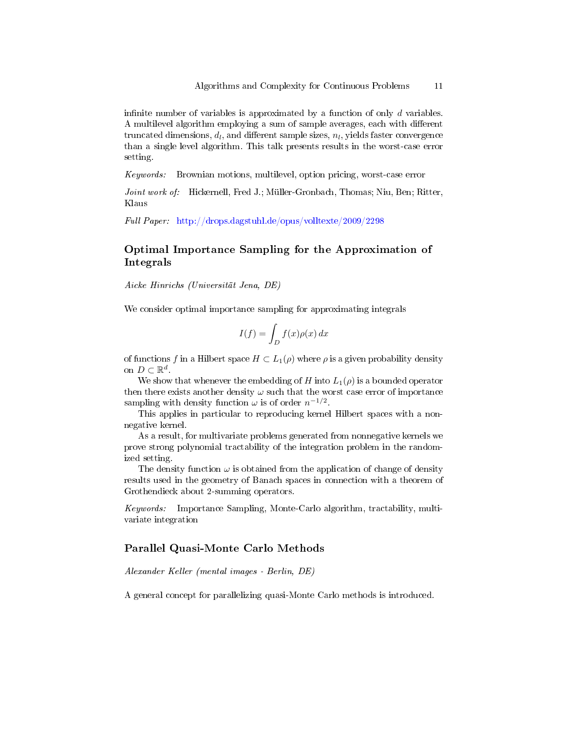infinite number of variables is approximated by a function of only $d$ variables. A multilevel algorithm employing a sum of sample averages, each with different truncated dimensions, $d_l$, and different sample sizes, $n_l$, yields faster convergence than a single level algorithm. This talk presents results in the worst-case error setting.

*Keywords:* Brownian motions, multilevel, option pricing, worst-case error

*Joint work of:* Hickernell, Fred J.; Müller-Gronbach, Thomas; Niu, Ben; Ritter, Klaus

*Full Paper:* http://drops.dagstuhl.de/opus/volltexte/2009/2298

## Optimal Importance Sampling for the Approximation of Integrals

*Aicke Hinrichs (Universität Jena, DE)*

We consider optimal importance sampling for approximating integrals

$$I(f) = \int_D f(x)\rho(x)\,dx$$

of functions $f$ in a Hilbert space $H \subset L_1(\rho)$ where $\rho$ is a given probability density on $D \subset \mathbb{R}^d$.

We show that whenever the embedding of $H$ into $L_1(\rho)$ is a bounded operator then there exists another density $\omega$ such that the worst case error of importance sampling with density function $\omega$ is of order $n^{-1/2}$.

This applies in particular to reproducing kernel Hilbert spaces with a nonnegative kernel.

As a result, for multivariate problems generated from nonnegative kernels we prove strong polynomial tractability of the integration problem in the randomized setting.

The density function $\omega$ is obtained from the application of change of density results used in the geometry of Banach spaces in connection with a theorem of Grothendieck about 2-summing operators.

*Keywords:* Importance Sampling, Monte-Carlo algorithm, tractability, multivariate integration

## Parallel Quasi-Monte Carlo Methods

*Alexander Keller (mental images - Berlin, DE)*

A general concept for parallelizing quasi-Monte Carlo methods is introduced.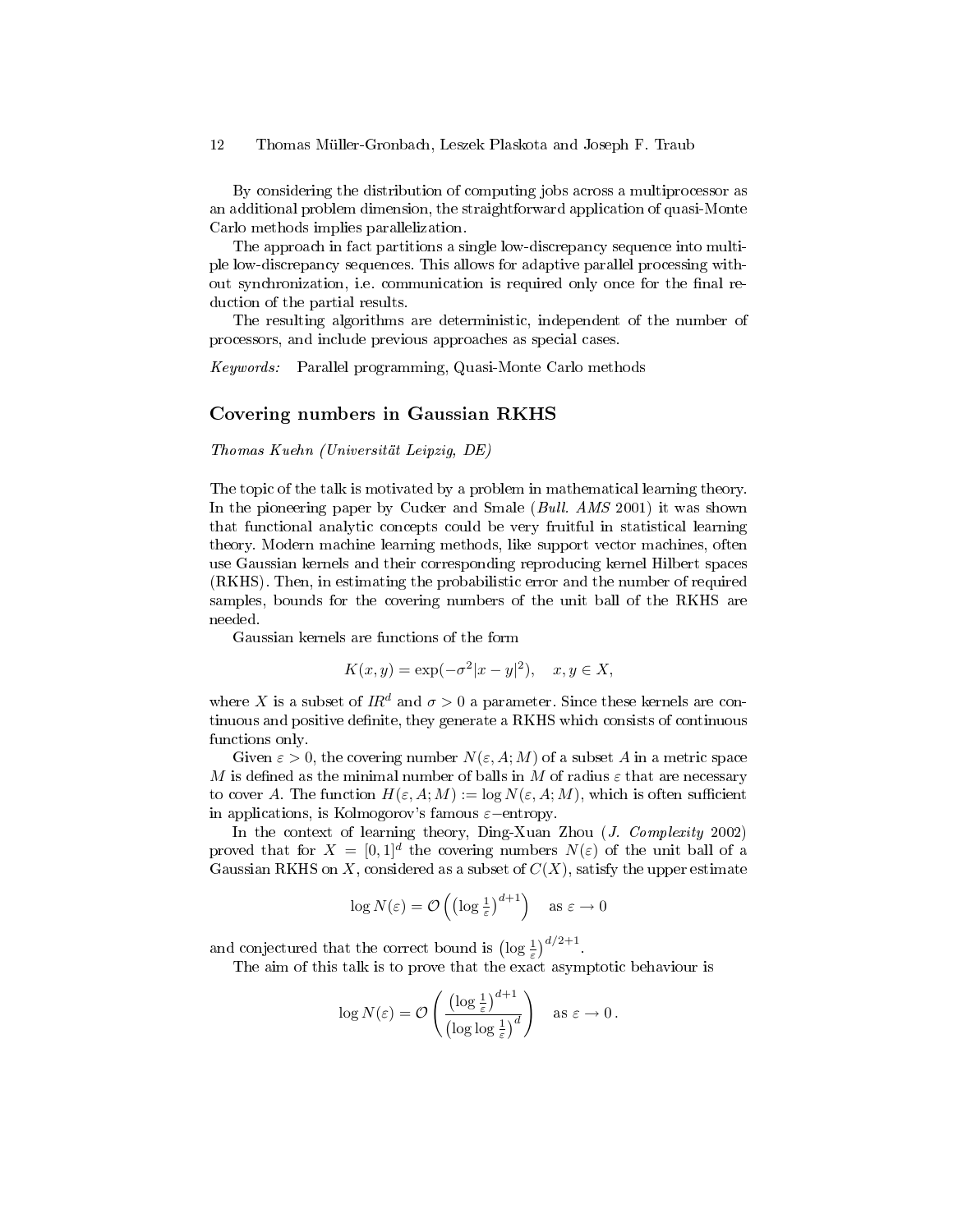By considering the distribution of computing jobs across a multiprocessor as an additional problem dimension, the straightforward application of quasi-Monte Carlo methods implies parallelization.

The approach in fact partitions a single low-discrepancy sequence into multiple low-discrepancy sequences. This allows for adaptive parallel processing without synchronization, i.e. communication is required only once for the final reduction of the partial results.

The resulting algorithms are deterministic, independent of the number of processors, and include previous approaches as special cases.

*Keywords:* Parallel programming, Quasi-Monte Carlo methods

## Covering numbers in Gaussian RKHS

*Thomas Kuehn (Universität Leipzig, DE)*

The topic of the talk is motivated by a problem in mathematical learning theory. In the pioneering paper by Cucker and Smale (*Bull. AMS* 2001) it was shown that functional analytic concepts could be very fruitful in statistical learning theory. Modern machine learning methods, like support vector machines, often use Gaussian kernels and their corresponding reproducing kernel Hilbert spaces (RKHS). Then, in estimating the probabilistic error and the number of required samples, bounds for the covering numbers of the unit ball of the RKHS are needed.

Gaussian kernels are functions of the form

$$K(x, y) = \exp(-\sigma^2 |x - y|^2), \quad x, y \in X,$$

where $X$ is a subset of $I\!R^d$ and $\sigma > 0$ a parameter. Since these kernels are continuous and positive definite, they generate a RKHS which consists of continuous functions only.

Given $\varepsilon > 0$, the covering number $N(\varepsilon, A; M)$ of a subset $A$ in a metric space $M$ is defined as the minimal number of balls in $M$ of radius $\varepsilon$ that are necessary to cover $A$. The function $H(\varepsilon, A; M) := \log N(\varepsilon, A; M)$, which is often sufficient in applications, is Kolmogorov's famous $\varepsilon-$entropy.

In the context of learning theory, Ding-Xuan Zhou (*J. Complexity* 2002) proved that for $X = [0, 1]^d$ the covering numbers $N(\varepsilon)$ of the unit ball of a Gaussian RKHS on $X$, considered as a subset of $C(X)$, satisfy the upper estimate

$$\log N(\varepsilon) = \mathcal{O}\left(\left(\log \tfrac{1}{\varepsilon}\right)^{d+1}\right) \quad \text{as } \varepsilon \to 0$$

and conjectured that the correct bound is $\left(\log \frac{1}{\varepsilon}\right)^{d/2+1}$.

The aim of this talk is to prove that the exact asymptotic behaviour is

$$\log N(\varepsilon) = \mathcal{O}\left(\frac{\left(\log \frac{1}{\varepsilon}\right)^{d+1}}{\left(\log \log \frac{1}{\varepsilon}\right)^{d}}\right) \quad \text{as } \varepsilon \to 0\,.$$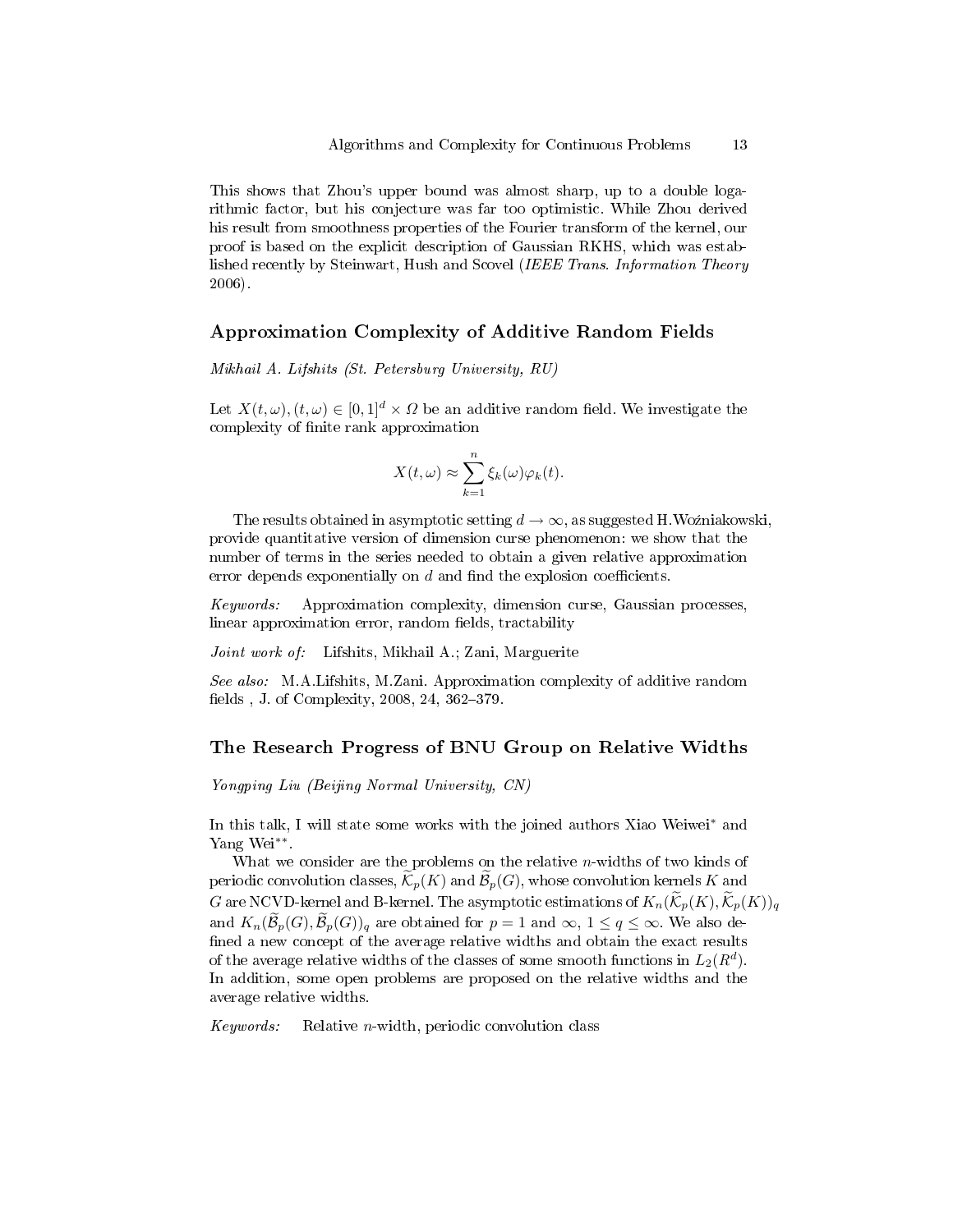This shows that Zhou's upper bound was almost sharp, up to a double logarithmic factor, but his conjecture was far too optimistic. While Zhou derived his result from smoothness properties of the Fourier transform of the kernel, our proof is based on the explicit description of Gaussian RKHS, which was established recently by Steinwart, Hush and Scovel (*IEEE Trans. Information Theory* 2006).

## Approximation Complexity of Additive Random Fields

*Mikhail A. Lifshits (St. Petersburg University, RU)*

Let $X(t,\omega), (t,\omega) \in [0,1]^d \times \Omega$ be an additive random field. We investigate the complexity of finite rank approximation

$$X(t,\omega) \approx \sum_{k=1}^{n} \xi_k(\omega)\varphi_k(t).$$

The results obtained in asymptotic setting $d \to \infty$, as suggested H.Woźniakowski, provide quantitative version of dimension curse phenomenon: we show that the number of terms in the series needed to obtain a given relative approximation error depends exponentially on $d$ and find the explosion coefficients.

*Keywords:* Approximation complexity, dimension curse, Gaussian processes, linear approximation error, random fields, tractability

*Joint work of:* Lifshits, Mikhail A.; Zani, Marguerite

*See also:* M.A.Lifshits, M.Zani. Approximation complexity of additive random fields , J. of Complexity, 2008, 24, 362–379.

## The Research Progress of BNU Group on Relative Widths

*Yongping Liu (Beijing Normal University, CN)*

In this talk, I will state some works with the joined authors Xiao Weiwei* and Yang Wei**.

What we consider are the problems on the relative $n$-widths of two kinds of periodic convolution classes, $\widetilde{\mathcal{K}}_p(K)$ and $\widetilde{\mathcal{B}}_p(G)$, whose convolution kernels $K$ and $G$ are NCVD-kernel and B-kernel. The asymptotic estimations of $K_n(\widetilde{\mathcal{K}}_p(K), \widetilde{\mathcal{K}}_p(K))_q$ and $K_n(\widetilde{\mathcal{B}}_p(G), \widetilde{\mathcal{B}}_p(G))_q$ are obtained for $p = 1$ and $\infty$, $1 \le q \le \infty$. We also defined a new concept of the average relative widths and obtain the exact results of the average relative widths of the classes of some smooth functions in $L_2(R^d)$. In addition, some open problems are proposed on the relative widths and the average relative widths.

*Keywords:* Relative $n$-width, periodic convolution class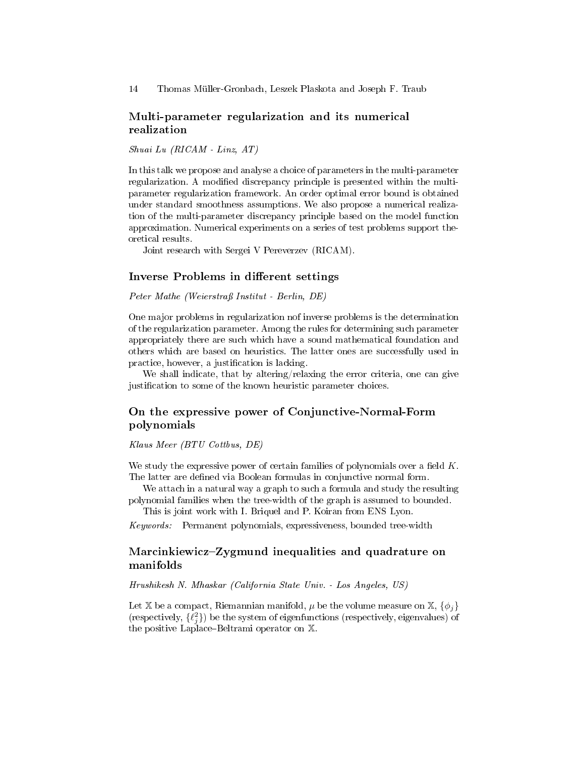## Multi-parameter regularization and its numerical realization

*Shuai Lu (RICAM - Linz, AT)*

In this talk we propose and analyse a choice of parameters in the multi-parameter regularization. A modified discrepancy principle is presented within the multi-parameter regularization framework. An order optimal error bound is obtained under standard smoothness assumptions. We also propose a numerical realization of the multi-parameter discrepancy principle based on the model function approximation. Numerical experiments on a series of test problems support theoretical results.

Joint research with Sergei V Pereverzev (RICAM).

## Inverse Problems in different settings

*Peter Mathe (Weierstraß Institut - Berlin, DE)*

One major problems in regularization nof inverse problems is the determination of the regularization parameter. Among the rules for determining such parameter appropriately there are such which have a sound mathematical foundation and others which are based on heuristics. The latter ones are successfully used in practice, however, a justification is lacking.

We shall indicate, that by altering/relaxing the error criteria, one can give justification to some of the known heuristic parameter choices.

## On the expressive power of Conjunctive-Normal-Form polynomials

*Klaus Meer (BTU Cottbus, DE)*

We study the expressive power of certain families of polynomials over a field $K$. The latter are defined via Boolean formulas in conjunctive normal form.

We attach in a natural way a graph to such a formula and study the resulting polynomial families when the tree-width of the graph is assumed to bounded.

This is joint work with I. Briquel and P. Koiran from ENS Lyon.

*Keywords:* Permanent polynomials, expressiveness, bounded tree-width

## Marcinkiewicz–Zygmund inequalities and quadrature on manifolds

*Hrushikesh N. Mhaskar (California State Univ. - Los Angeles, US)*

Let $\mathbb{X}$ be a compact, Riemannian manifold, $\mu$ be the volume measure on $\mathbb{X}$, $\{\phi_j\}$ (respectively, $\{\ell_j^2\}$) be the system of eigenfunctions (respectively, eigenvalues) of the positive Laplace–Beltrami operator on $\mathbb{X}$.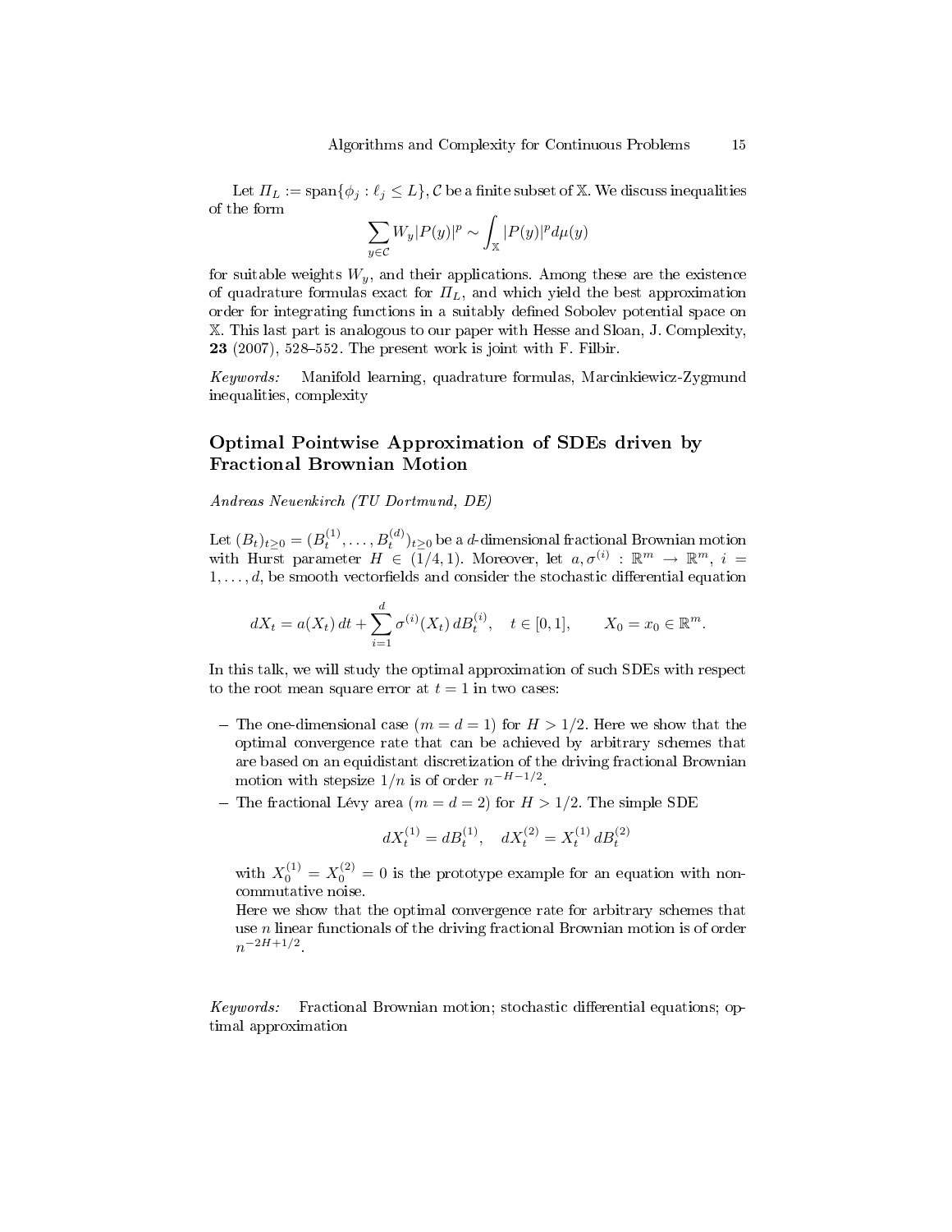Let $\Pi_L := \text{span}\{\phi_j : \ell_j \leq L\}$, $\mathcal{C}$ be a finite subset of $\mathbb{X}$. We discuss inequalities of the form

$$\sum_{y \in \mathcal{C}} W_y |P(y)|^p \sim \int_{\mathbb{X}} |P(y)|^p d\mu(y)$$

for suitable weights $W_y$, and their applications. Among these are the existence of quadrature formulas exact for $\Pi_L$, and which yield the best approximation order for integrating functions in a suitably defined Sobolev potential space on $\mathbb{X}$. This last part is analogous to our paper with Hesse and Sloan, J. Complexity, **23** (2007), 528–552. The present work is joint with F. Filbir.

*Keywords:* Manifold learning, quadrature formulas, Marcinkiewicz-Zygmund inequalities, complexity

## Optimal Pointwise Approximation of SDEs driven by Fractional Brownian Motion

*Andreas Neuenkirch (TU Dortmund, DE)*

Let $(B_t)_{t \geq 0} = (B_t^{(1)}, \ldots, B_t^{(d)})_{t \geq 0}$ be a $d$-dimensional fractional Brownian motion with Hurst parameter $H \in (1/4, 1)$. Moreover, let $a, \sigma^{(i)} : \mathbb{R}^m \to \mathbb{R}^m$, $i = 1, \ldots, d$, be smooth vectorfields and consider the stochastic differential equation

$$dX_t = a(X_t)\, dt + \sum_{i=1}^{d} \sigma^{(i)}(X_t)\, dB_t^{(i)}, \quad t \in [0,1], \qquad X_0 = x_0 \in \mathbb{R}^m.$$

In this talk, we will study the optimal approximation of such SDEs with respect to the root mean square error at $t = 1$ in two cases:

- The one-dimensional case ($m = d = 1$) for $H > 1/2$. Here we show that the optimal convergence rate that can be achieved by arbitrary schemes that are based on an equidistant discretization of the driving fractional Brownian motion with stepsize $1/n$ is of order $n^{-H-1/2}$.
- The fractional Lévy area ($m = d = 2$) for $H > 1/2$. The simple SDE

  $$dX_t^{(1)} = dB_t^{(1)}, \quad dX_t^{(2)} = X_t^{(1)}\, dB_t^{(2)}$$

  with $X_0^{(1)} = X_0^{(2)} = 0$ is the prototype example for an equation with non-commutative noise.
  Here we show that the optimal convergence rate for arbitrary schemes that use $n$ linear functionals of the driving fractional Brownian motion is of order $n^{-2H+1/2}$.

*Keywords:* Fractional Brownian motion; stochastic differential equations; optimal approximation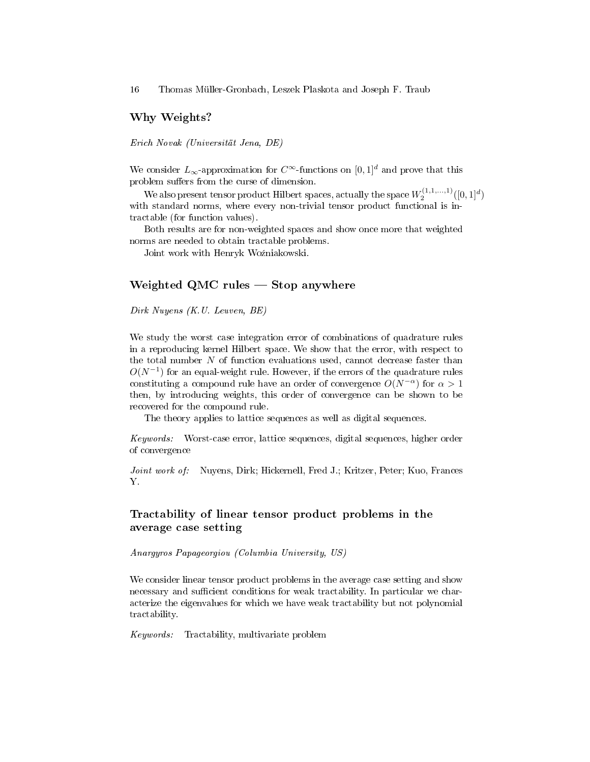## Why Weights?

*Erich Novak (Universität Jena, DE)*

We consider $L_\infty$-approximation for $C^\infty$-functions on $[0,1]^d$ and prove that this problem suffers from the curse of dimension.

We also present tensor product Hilbert spaces, actually the space $W_2^{(1,1,\ldots,1)}([0,1]^d)$ with standard norms, where every non-trivial tensor product functional is intractable (for function values).

Both results are for non-weighted spaces and show once more that weighted norms are needed to obtain tractable problems.

Joint work with Henryk Woźniakowski.

## Weighted QMC rules — Stop anywhere

*Dirk Nuyens (K.U. Leuven, BE)*

We study the worst case integration error of combinations of quadrature rules in a reproducing kernel Hilbert space. We show that the error, with respect to the total number $N$ of function evaluations used, cannot decrease faster than $O(N^{-1})$ for an equal-weight rule. However, if the errors of the quadrature rules constituting a compound rule have an order of convergence $O(N^{-\alpha})$ for $\alpha > 1$ then, by introducing weights, this order of convergence can be shown to be recovered for the compound rule.

The theory applies to lattice sequences as well as digital sequences.

*Keywords:* Worst-case error, lattice sequences, digital sequences, higher order of convergence

*Joint work of:* Nuyens, Dirk; Hickernell, Fred J.; Kritzer, Peter; Kuo, Frances Y.

## Tractability of linear tensor product problems in the average case setting

*Anargyros Papageorgiou (Columbia University, US)*

We consider linear tensor product problems in the average case setting and show necessary and sufficient conditions for weak tractability. In particular we characterize the eigenvalues for which we have weak tractability but not polynomial tractability.

*Keywords:* Tractability, multivariate problem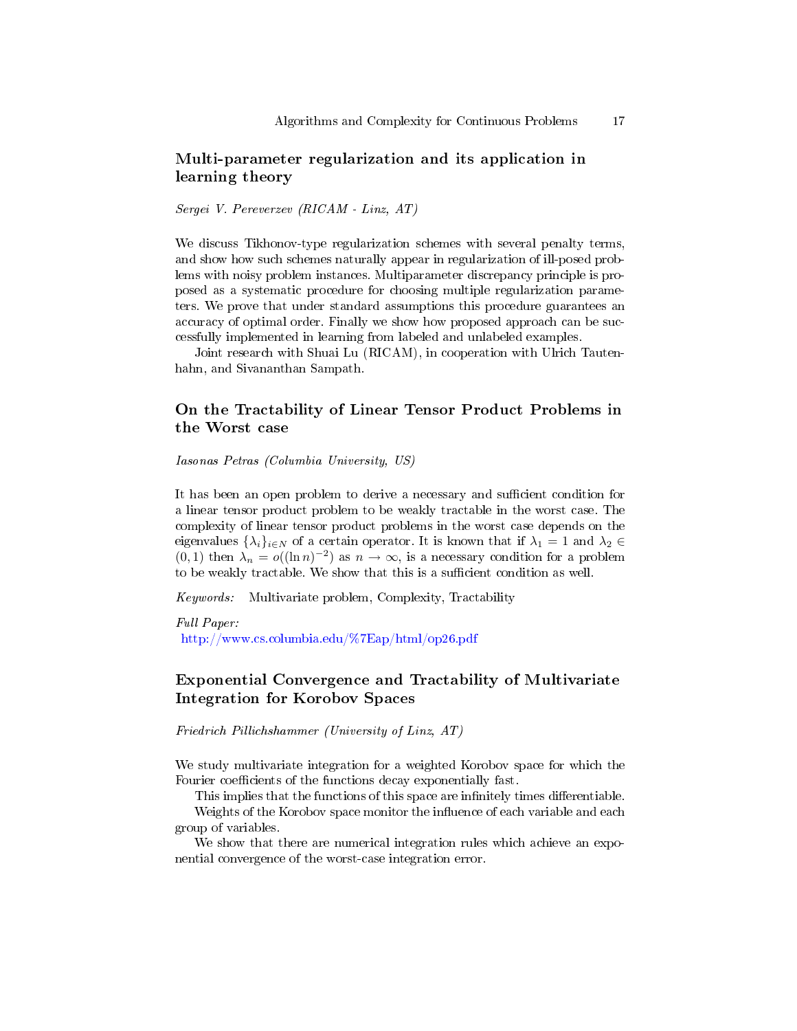## Multi-parameter regularization and its application in learning theory

*Sergei V. Pereverzev (RICAM - Linz, AT)*

We discuss Tikhonov-type regularization schemes with several penalty terms, and show how such schemes naturally appear in regularization of ill-posed problems with noisy problem instances. Multiparameter discrepancy principle is proposed as a systematic procedure for choosing multiple regularization parameters. We prove that under standard assumptions this procedure guarantees an accuracy of optimal order. Finally we show how proposed approach can be successfully implemented in learning from labeled and unlabeled examples.

Joint research with Shuai Lu (RICAM), in cooperation with Ulrich Tautenhahn, and Sivananthan Sampath.

## On the Tractability of Linear Tensor Product Problems in the Worst case

*Iasonas Petras (Columbia University, US)*

It has been an open problem to derive a necessary and sufficient condition for a linear tensor product problem to be weakly tractable in the worst case. The complexity of linear tensor product problems in the worst case depends on the eigenvalues $\{\lambda_i\}_{i\in N}$ of a certain operator. It is known that if $\lambda_1 = 1$ and $\lambda_2 \in (0,1)$ then $\lambda_n = o((\ln n)^{-2})$ as $n \to \infty$, is a necessary condition for a problem to be weakly tractable. We show that this is a sufficient condition as well.

*Keywords:* Multivariate problem, Complexity, Tractability

*Full Paper:*
http://www.cs.columbia.edu/%7Eap/html/op26.pdf

## Exponential Convergence and Tractability of Multivariate Integration for Korobov Spaces

*Friedrich Pillichshammer (University of Linz, AT)*

We study multivariate integration for a weighted Korobov space for which the Fourier coefficients of the functions decay exponentially fast.

This implies that the functions of this space are infinitely times differentiable.

Weights of the Korobov space monitor the influence of each variable and each group of variables.

We show that there are numerical integration rules which achieve an exponential convergence of the worst-case integration error.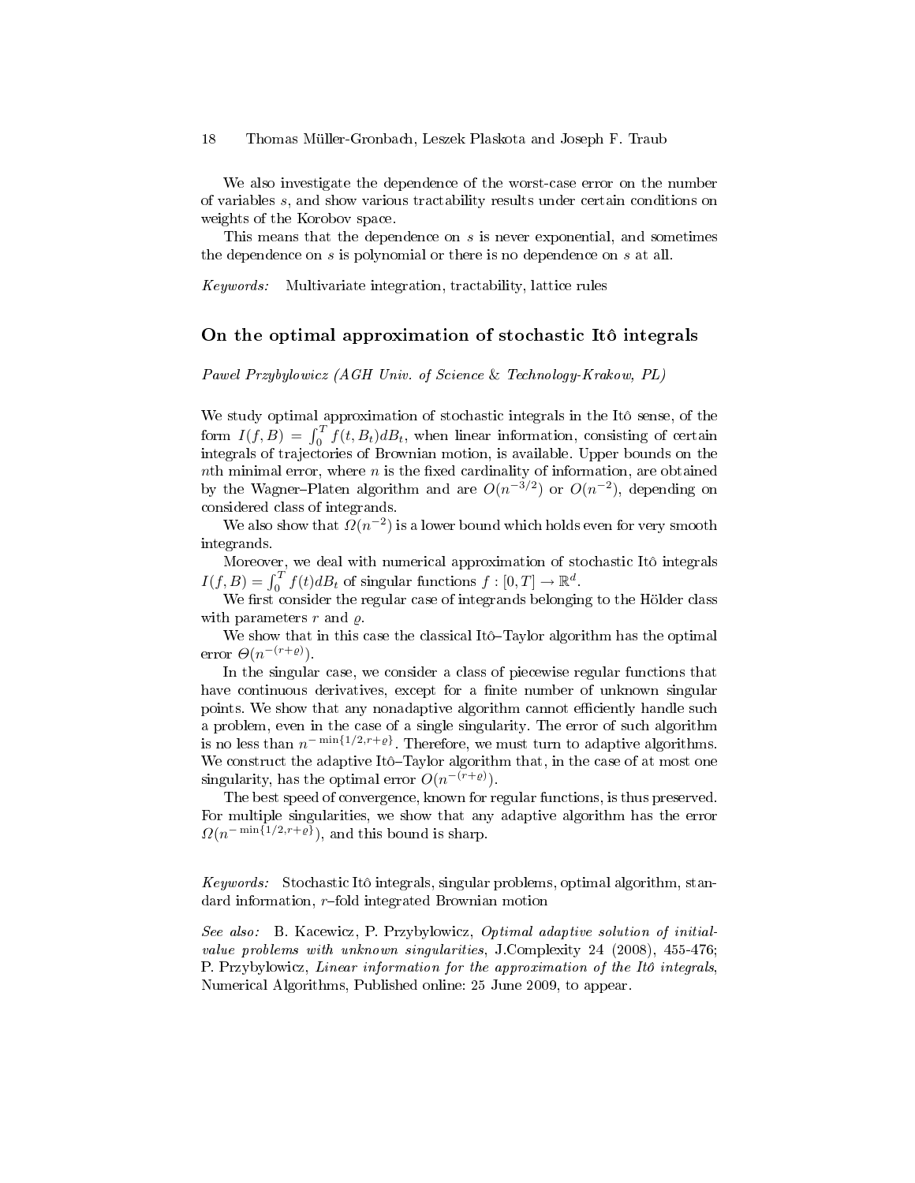We also investigate the dependence of the worst-case error on the number of variables $s$, and show various tractability results under certain conditions on weights of the Korobov space.

This means that the dependence on $s$ is never exponential, and sometimes the dependence on $s$ is polynomial or there is no dependence on $s$ at all.

*Keywords:* Multivariate integration, tractability, lattice rules

## On the optimal approximation of stochastic Itô integrals

*Pawel Przybylowicz (AGH Univ. of Science & Technology-Krakow, PL)*

We study optimal approximation of stochastic integrals in the Itô sense, of the form $I(f,B) = \int_0^T f(t,B_t)dB_t$, when linear information, consisting of certain integrals of trajectories of Brownian motion, is available. Upper bounds on the $n$th minimal error, where $n$ is the fixed cardinality of information, are obtained by the Wagner–Platen algorithm and are $O(n^{-3/2})$ or $O(n^{-2})$, depending on considered class of integrands.

We also show that $\Omega(n^{-2})$ is a lower bound which holds even for very smooth integrands.

Moreover, we deal with numerical approximation of stochastic Itô integrals $I(f,B) = \int_0^T f(t)dB_t$ of singular functions $f : [0,T] \to \mathbb{R}^d$.

We first consider the regular case of integrands belonging to the Hölder class with parameters $r$ and $\varrho$.

We show that in this case the classical Itô–Taylor algorithm has the optimal error $\Theta(n^{-(r+\varrho)})$.

In the singular case, we consider a class of piecewise regular functions that have continuous derivatives, except for a finite number of unknown singular points. We show that any nonadaptive algorithm cannot efficiently handle such a problem, even in the case of a single singularity. The error of such algorithm is no less than $n^{-\min\{1/2,r+\varrho\}}$. Therefore, we must turn to adaptive algorithms. We construct the adaptive Itô–Taylor algorithm that, in the case of at most one singularity, has the optimal error $O(n^{-(r+\varrho)})$.

The best speed of convergence, known for regular functions, is thus preserved. For multiple singularities, we show that any adaptive algorithm has the error $\Omega(n^{-\min\{1/2,r+\varrho\}})$, and this bound is sharp.

*Keywords:* Stochastic Itô integrals, singular problems, optimal algorithm, standard information, $r$–fold integrated Brownian motion

*See also:* B. Kacewicz, P. Przybylowicz, *Optimal adaptive solution of initial-value problems with unknown singularities*, J.Complexity 24 (2008), 455-476; P. Przybylowicz, *Linear information for the approximation of the Itô integrals*, Numerical Algorithms, Published online: 25 June 2009, to appear.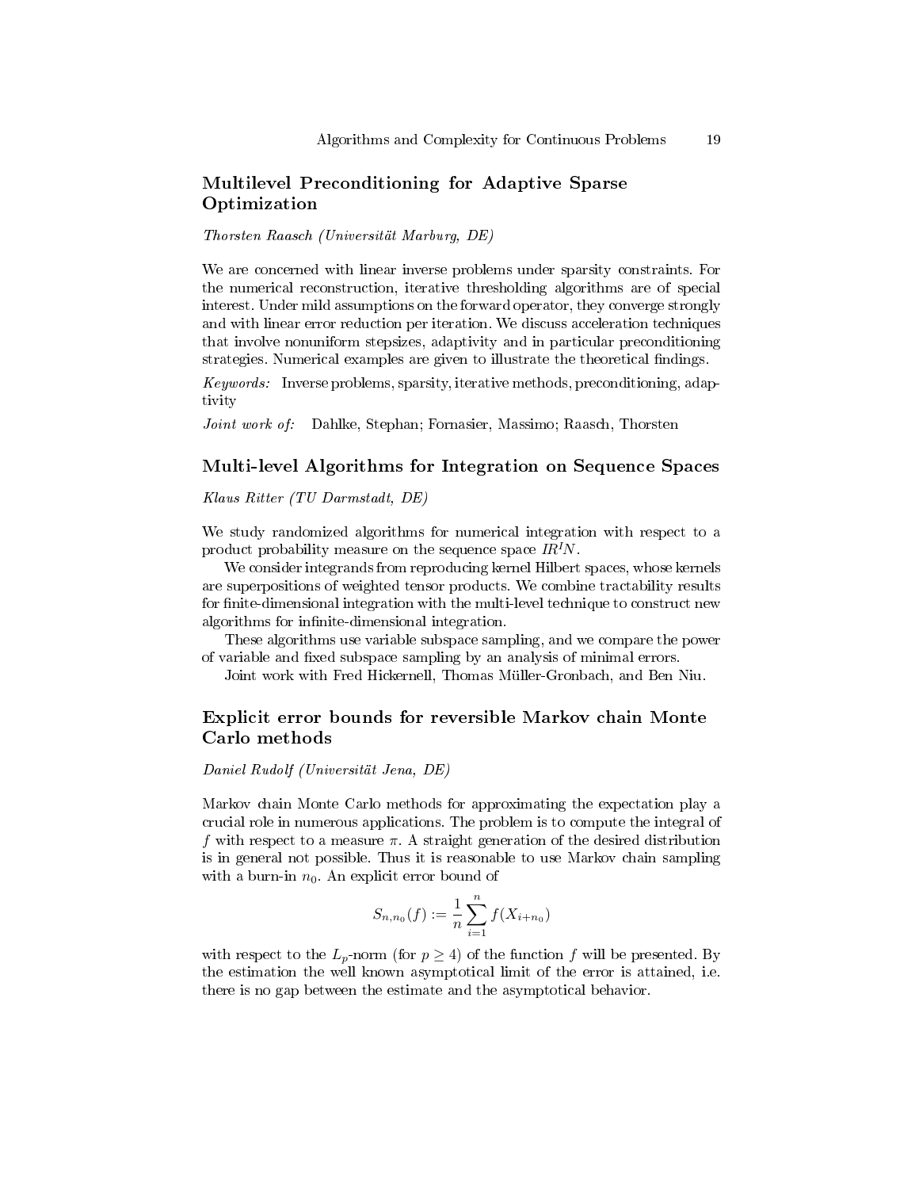## Multilevel Preconditioning for Adaptive Sparse Optimization

*Thorsten Raasch (Universität Marburg, DE)*

We are concerned with linear inverse problems under sparsity constraints. For the numerical reconstruction, iterative thresholding algorithms are of special interest. Under mild assumptions on the forward operator, they converge strongly and with linear error reduction per iteration. We discuss acceleration techniques that involve nonuniform stepsizes, adaptivity and in particular preconditioning strategies. Numerical examples are given to illustrate the theoretical findings.

*Keywords:* Inverse problems, sparsity, iterative methods, preconditioning, adaptivity

*Joint work of:* Dahlke, Stephan; Fornasier, Massimo; Raasch, Thorsten

## Multi-level Algorithms for Integration on Sequence Spaces

*Klaus Ritter (TU Darmstadt, DE)*

We study randomized algorithms for numerical integration with respect to a product probability measure on the sequence space $IR^IN$.

We consider integrands from reproducing kernel Hilbert spaces, whose kernels are superpositions of weighted tensor products. We combine tractability results for finite-dimensional integration with the multi-level technique to construct new algorithms for infinite-dimensional integration.

These algorithms use variable subspace sampling, and we compare the power of variable and fixed subspace sampling by an analysis of minimal errors.

Joint work with Fred Hickernell, Thomas Müller-Gronbach, and Ben Niu.

## Explicit error bounds for reversible Markov chain Monte Carlo methods

*Daniel Rudolf (Universität Jena, DE)*

Markov chain Monte Carlo methods for approximating the expectation play a crucial role in numerous applications. The problem is to compute the integral of $f$ with respect to a measure $\pi$. A straight generation of the desired distribution is in general not possible. Thus it is reasonable to use Markov chain sampling with a burn-in $n_0$. An explicit error bound of

$$S_{n,n_0}(f) := \frac{1}{n}\sum_{i=1}^{n} f(X_{i+n_0})$$

with respect to the $L_p$-norm (for $p \geq 4$) of the function $f$ will be presented. By the estimation the well known asymptotical limit of the error is attained, i.e. there is no gap between the estimate and the asymptotical behavior.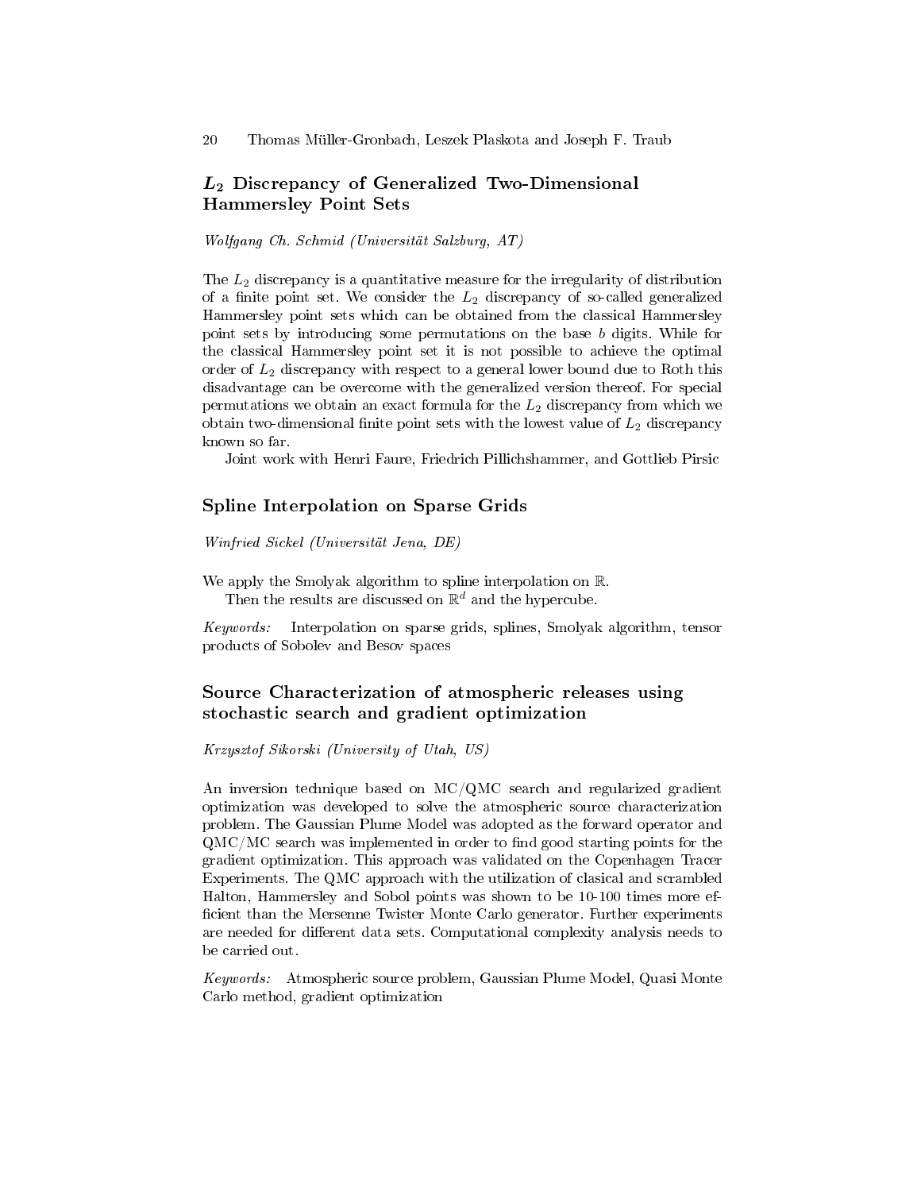## $L_2$ Discrepancy of Generalized Two-Dimensional Hammersley Point Sets

*Wolfgang Ch. Schmid (Universität Salzburg, AT)*

The $L_2$ discrepancy is a quantitative measure for the irregularity of distribution of a finite point set. We consider the $L_2$ discrepancy of so-called generalized Hammersley point sets which can be obtained from the classical Hammersley point sets by introducing some permutations on the base $b$ digits. While for the classical Hammersley point set it is not possible to achieve the optimal order of $L_2$ discrepancy with respect to a general lower bound due to Roth this disadvantage can be overcome with the generalized version thereof. For special permutations we obtain an exact formula for the $L_2$ discrepancy from which we obtain two-dimensional finite point sets with the lowest value of $L_2$ discrepancy known so far.

Joint work with Henri Faure, Friedrich Pillichshammer, and Gottlieb Pirsic

## Spline Interpolation on Sparse Grids

*Winfried Sickel (Universität Jena, DE)*

We apply the Smolyak algorithm to spline interpolation on $\mathbb{R}$.

Then the results are discussed on $\mathbb{R}^d$ and the hypercube.

*Keywords:* Interpolation on sparse grids, splines, Smolyak algorithm, tensor products of Sobolev and Besov spaces

## Source Characterization of atmospheric releases using stochastic search and gradient optimization

*Krzysztof Sikorski (University of Utah, US)*

An inversion technique based on MC/QMC search and regularized gradient optimization was developed to solve the atmospheric source characterization problem. The Gaussian Plume Model was adopted as the forward operator and QMC/MC search was implemented in order to find good starting points for the gradient optimization. This approach was validated on the Copenhagen Tracer Experiments. The QMC approach with the utilization of clasical and scrambled Halton, Hammersley and Sobol points was shown to be 10-100 times more efficient than the Mersenne Twister Monte Carlo generator. Further experiments are needed for different data sets. Computational complexity analysis needs to be carried out.

*Keywords:* Atmospheric source problem, Gaussian Plume Model, Quasi Monte Carlo method, gradient optimization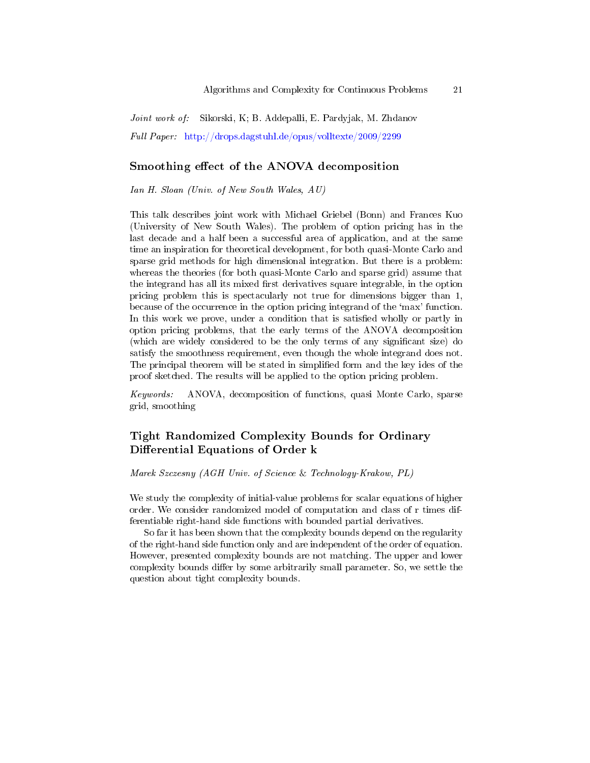*Joint work of:* Sikorski, K; B. Addepalli, E. Pardyjak, M. Zhdanov

*Full Paper:* http://drops.dagstuhl.de/opus/volltexte/2009/2299

## Smoothing effect of the ANOVA decomposition

*Ian H. Sloan (Univ. of New South Wales, AU)*

This talk describes joint work with Michael Griebel (Bonn) and Frances Kuo (University of New South Wales). The problem of option pricing has in the last decade and a half been a successful area of application, and at the same time an inspiration for theoretical development, for both quasi-Monte Carlo and sparse grid methods for high dimensional integration. But there is a problem: whereas the theories (for both quasi-Monte Carlo and sparse grid) assume that the integrand has all its mixed first derivatives square integrable, in the option pricing problem this is spectacularly not true for dimensions bigger than 1, because of the occurrence in the option pricing integrand of the 'max' function. In this work we prove, under a condition that is satisfied wholly or partly in option pricing problems, that the early terms of the ANOVA decomposition (which are widely considered to be the only terms of any significant size) do satisfy the smoothness requirement, even though the whole integrand does not. The principal theorem will be stated in simplified form and the key ides of the proof sketched. The results will be applied to the option pricing problem.

*Keywords:* ANOVA, decomposition of functions, quasi Monte Carlo, sparse grid, smoothing

## Tight Randomized Complexity Bounds for Ordinary Differential Equations of Order k

*Marek Szczesny (AGH Univ. of Science & Technology-Krakow, PL)*

We study the complexity of initial-value problems for scalar equations of higher order. We consider randomized model of computation and class of r times differentiable right-hand side functions with bounded partial derivatives.

So far it has been shown that the complexity bounds depend on the regularity of the right-hand side function only and are independent of the order of equation. However, presented complexity bounds are not matching. The upper and lower complexity bounds differ by some arbitrarily small parameter. So, we settle the question about tight complexity bounds.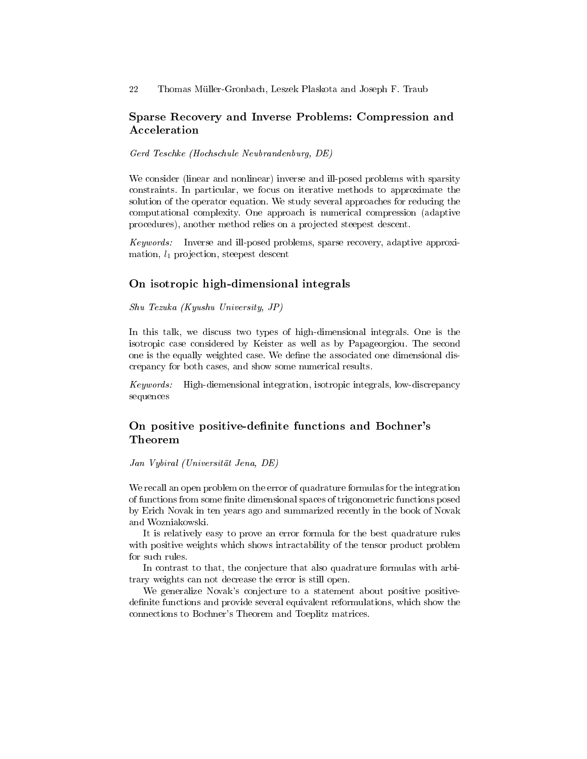## Sparse Recovery and Inverse Problems: Compression and Acceleration

*Gerd Teschke (Hochschule Neubrandenburg, DE)*

We consider (linear and nonlinear) inverse and ill-posed problems with sparsity constraints. In particular, we focus on iterative methods to approximate the solution of the operator equation. We study several approaches for reducing the computational complexity. One approach is numerical compression (adaptive procedures), another method relies on a projected steepest descent.

*Keywords:* Inverse and ill-posed problems, sparse recovery, adaptive approximation, $l_1$ projection, steepest descent

## On isotropic high-dimensional integrals

*Shu Tezuka (Kyushu University, JP)*

In this talk, we discuss two types of high-dimensional integrals. One is the isotropic case considered by Keister as well as by Papageorgiou. The second one is the equally weighted case. We define the associated one dimensional discrepancy for both cases, and show some numerical results.

*Keywords:* High-diemensional integration, isotropic integrals, low-discrepancy sequences

## On positive positive-definite functions and Bochner's Theorem

*Jan Vybiral (Universität Jena, DE)*

We recall an open problem on the error of quadrature formulas for the integration of functions from some finite dimensional spaces of trigonometric functions posed by Erich Novak in ten years ago and summarized recently in the book of Novak and Wozniakowski.

It is relatively easy to prove an error formula for the best quadrature rules with positive weights which shows intractability of the tensor product problem for such rules.

In contrast to that, the conjecture that also quadrature formulas with arbitrary weights can not decrease the error is still open.

We generalize Novak's conjecture to a statement about positive positive-definite functions and provide several equivalent reformulations, which show the connections to Bochner's Theorem and Toeplitz matrices.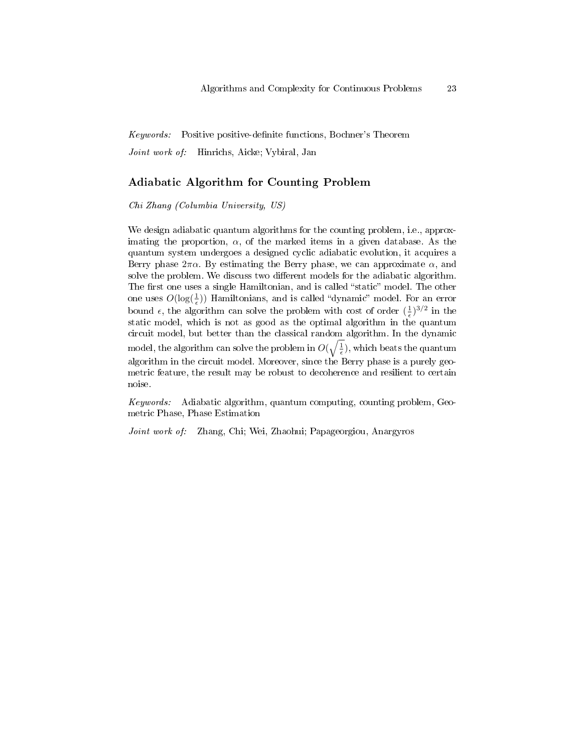*Keywords:* Positive positive-definite functions, Bochner's Theorem

*Joint work of:* Hinrichs, Aicke; Vybiral, Jan

## Adiabatic Algorithm for Counting Problem

*Chi Zhang (Columbia University, US)*

We design adiabatic quantum algorithms for the counting problem, i.e., approximating the proportion, $\alpha$, of the marked items in a given database. As the quantum system undergoes a designed cyclic adiabatic evolution, it acquires a Berry phase $2\pi\alpha$. By estimating the Berry phase, we can approximate $\alpha$, and solve the problem. We discuss two different models for the adiabatic algorithm. The first one uses a single Hamiltonian, and is called "static" model. The other one uses $O(\log(\frac{1}{\epsilon}))$ Hamiltonians, and is called "dynamic" model. For an error bound $\epsilon$, the algorithm can solve the problem with cost of order $(\frac{1}{\epsilon})^{3/2}$ in the static model, which is not as good as the optimal algorithm in the quantum circuit model, but better than the classical random algorithm. In the dynamic model, the algorithm can solve the problem in $O(\sqrt{\frac{1}{\epsilon}})$, which beats the quantum algorithm in the circuit model. Moreover, since the Berry phase is a purely geometric feature, the result may be robust to decoherence and resilient to certain noise.

*Keywords:* Adiabatic algorithm, quantum computing, counting problem, Geometric Phase, Phase Estimation

*Joint work of:* Zhang, Chi; Wei, Zhaohui; Papageorgiou, Anargyros